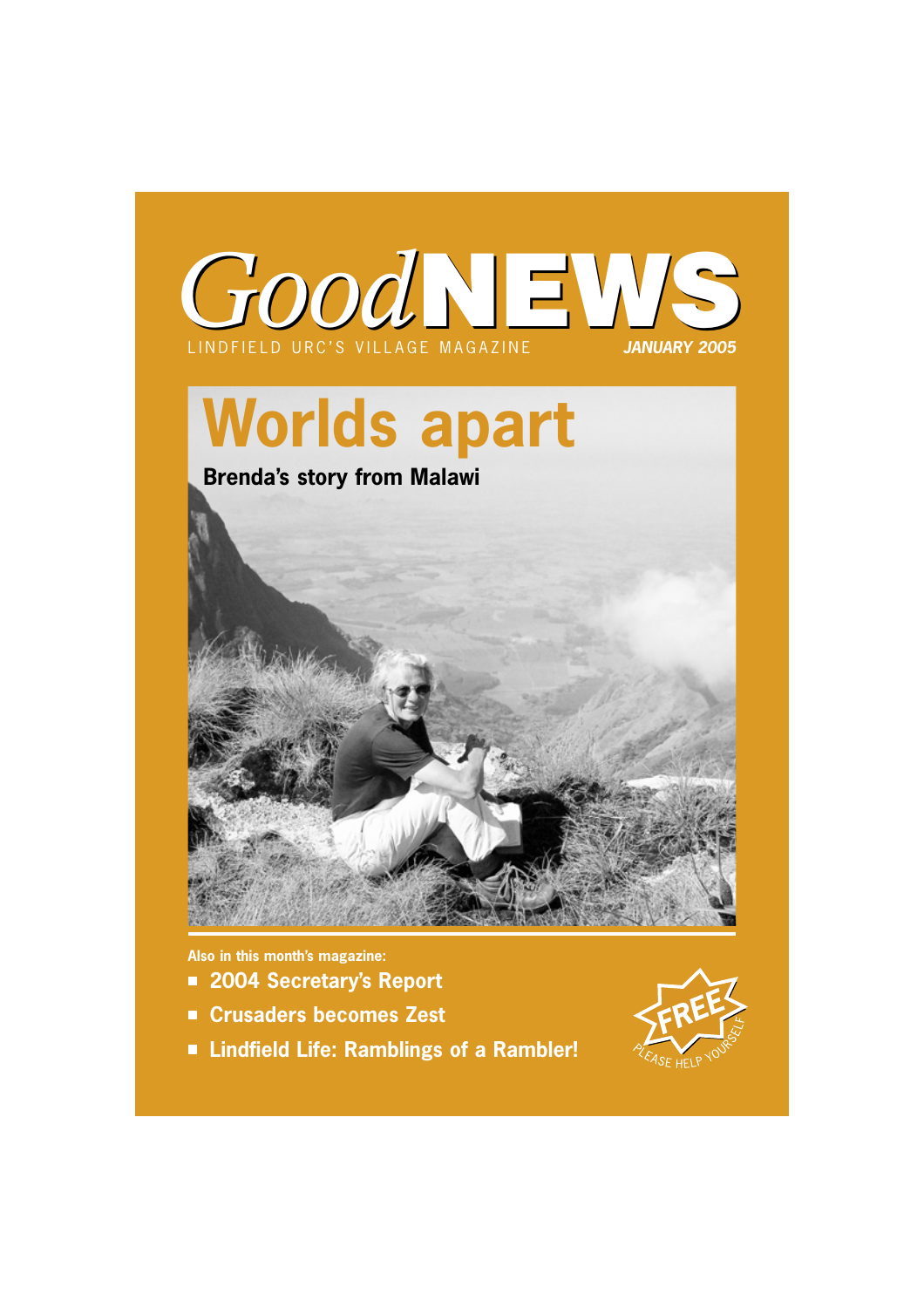# GoodNEWS

LINDFIELD URC'S VILLAGE MAGAZINE

***JANUARY 2005***

# Worlds apart

**Brenda's story from Malawi**

**Also in this month's magazine:**

- **2004 Secretary's Report**
- **Crusaders becomes Zest**
- **Lindfield Life: Ramblings of a Rambler!**

FREE
PLEASE HELP YOURSELF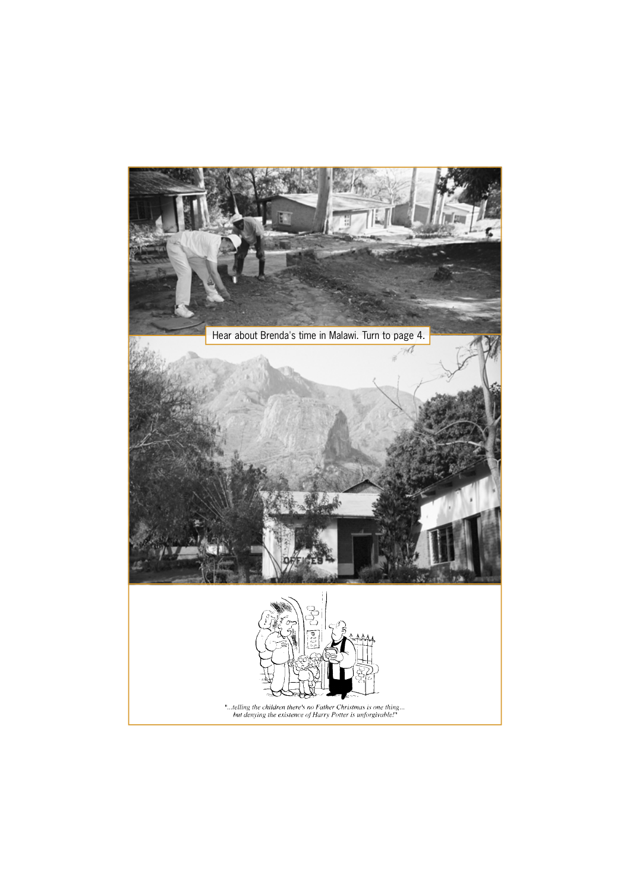Hear about Brenda's time in Malawi. Turn to page 4.

*"...telling the children there's no Father Christmas is one thing... but denying the existence of Harry Potter is unforgivable!"*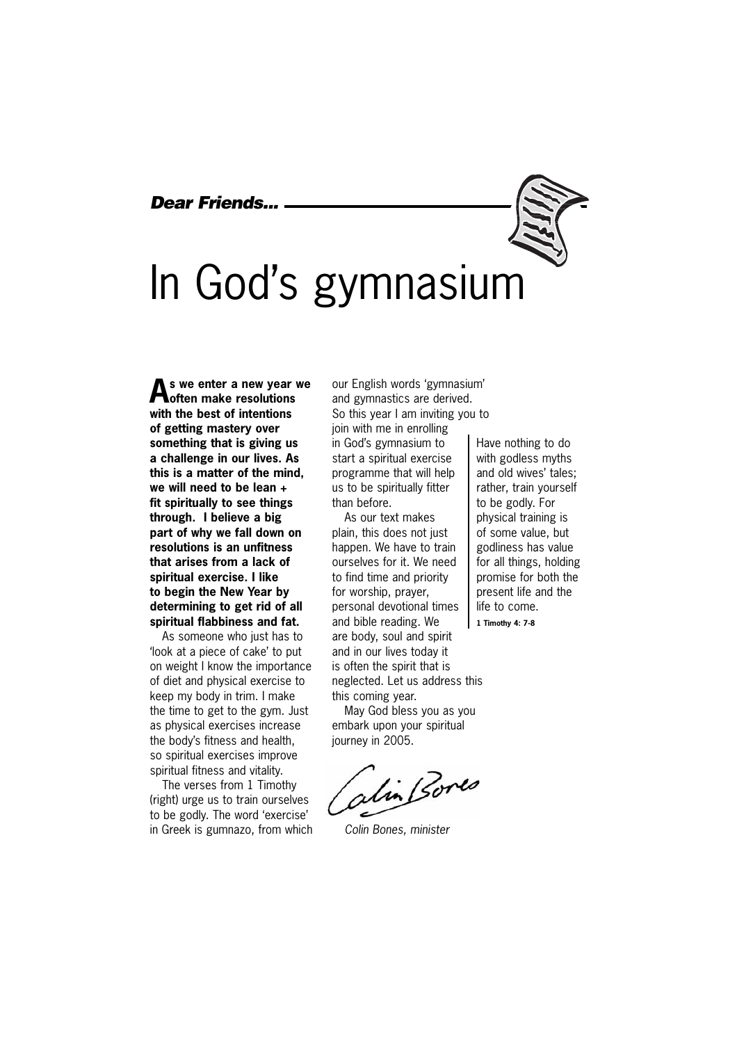*Dear Friends...*

# In God's gymnasium

**As we enter a new year we often make resolutions with the best of intentions of getting mastery over something that is giving us a challenge in our lives. As this is a matter of the mind, we will need to be lean + fit spiritually to see things through. I believe a big part of why we fall down on resolutions is an unfitness that arises from a lack of spiritual exercise. I like to begin the New Year by determining to get rid of all spiritual flabbiness and fat.**

As someone who just has to 'look at a piece of cake' to put on weight I know the importance of diet and physical exercise to keep my body in trim. I make the time to get to the gym. Just as physical exercises increase the body's fitness and health, so spiritual exercises improve spiritual fitness and vitality.

The verses from 1 Timothy (right) urge us to train ourselves to be godly. The word 'exercise' in Greek is gumnazo, from which our English words 'gymnasium' and gymnastics are derived. So this year I am inviting you to join with me in enrolling in God's gymnasium to start a spiritual exercise programme that will help us to be spiritually fitter than before.

As our text makes plain, this does not just happen. We have to train ourselves for it. We need to find time and priority for worship, prayer, personal devotional times and bible reading. We are body, soul and spirit and in our lives today it is often the spirit that is neglected. Let us address this this coming year.

May God bless you as you embark upon your spiritual journey in 2005.

Colin Bones

*Colin Bones, minister*

Have nothing to do with godless myths and old wives' tales; rather, train yourself to be godly. For physical training is of some value, but godliness has value for all things, holding promise for both the present life and the life to come.

**1 Timothy 4: 7-8**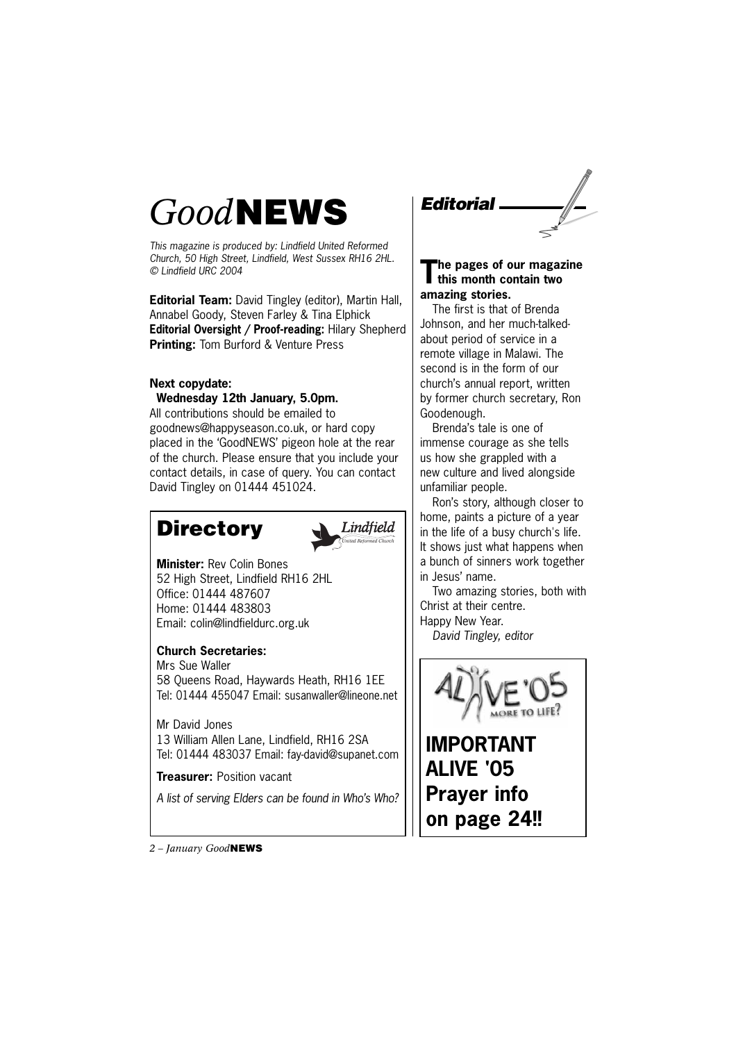# *Good*NEWS

*This magazine is produced by: Lindfield United Reformed Church, 50 High Street, Lindfield, West Sussex RH16 2HL. © Lindfield URC 2004*

**Editorial Team:** David Tingley (editor), Martin Hall, Annabel Goody, Steven Farley & Tina Elphick
**Editorial Oversight / Proof-reading:** Hilary Shepherd
**Printing:** Tom Burford & Venture Press

**Next copydate:**
**Wednesday 12th January, 5.0pm.**
All contributions should be emailed to goodnews@happyseason.co.uk, or hard copy placed in the 'GoodNEWS' pigeon hole at the rear of the church. Please ensure that you include your contact details, in case of query. You can contact David Tingley on 01444 451024.

## Directory

**Minister:** Rev Colin Bones
52 High Street, Lindfield RH16 2HL
Office: 01444 487607
Home: 01444 483803
Email: colin@lindfieldurc.org.uk

**Church Secretaries:**
Mrs Sue Waller
58 Queens Road, Haywards Heath, RH16 1EE
Tel: 01444 455047 Email: susanwaller@lineone.net

Mr David Jones
13 William Allen Lane, Lindfield, RH16 2SA
Tel: 01444 483037 Email: fay-david@supanet.com

**Treasurer:** Position vacant

*A list of serving Elders can be found in Who's Who?*

## *Editorial*

**The pages of our magazine this month contain two amazing stories.**

The first is that of Brenda Johnson, and her much-talked-about period of service in a remote village in Malawi. The second is in the form of our church's annual report, written by former church secretary, Ron Goodenough.

Brenda's tale is one of immense courage as she tells us how she grappled with a new culture and lived alongside unfamiliar people.

Ron's story, although closer to home, paints a picture of a year in the life of a busy church's life. It shows just what happens when a bunch of sinners work together in Jesus' name.

Two amazing stories, both with Christ at their centre.

Happy New Year.

*David Tingley, editor*

ALIVE '05 MORE TO LIFE?

**IMPORTANT ALIVE '05 Prayer info on page 24!!**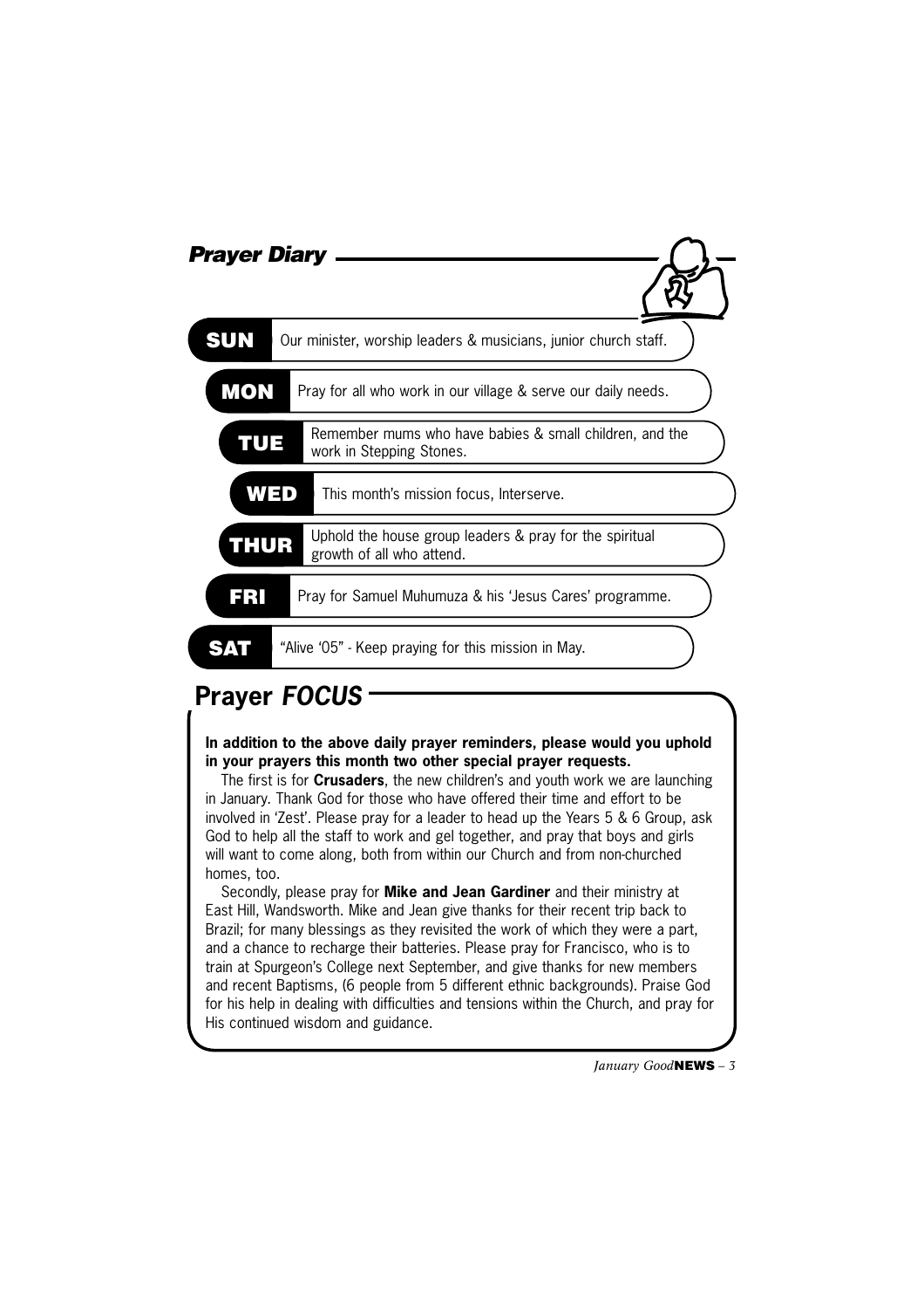## Prayer Diary

**SUN** Our minister, worship leaders & musicians, junior church staff.

**MON** Pray for all who work in our village & serve our daily needs.

**TUE** Remember mums who have babies & small children, and the work in Stepping Stones.

**WED** This month's mission focus, Interserve.

**THUR** Uphold the house group leaders & pray for the spiritual growth of all who attend.

**FRI** Pray for Samuel Muhumuza & his 'Jesus Cares' programme.

**SAT** "Alive '05" - Keep praying for this mission in May.

## Prayer *FOCUS*

**In addition to the above daily prayer reminders, please would you uphold in your prayers this month two other special prayer requests.**

The first is for **Crusaders**, the new children's and youth work we are launching in January. Thank God for those who have offered their time and effort to be involved in 'Zest'. Please pray for a leader to head up the Years 5 & 6 Group, ask God to help all the staff to work and gel together, and pray that boys and girls will want to come along, both from within our Church and from non-churched homes, too.

Secondly, please pray for **Mike and Jean Gardiner** and their ministry at East Hill, Wandsworth. Mike and Jean give thanks for their recent trip back to Brazil; for many blessings as they revisited the work of which they were a part, and a chance to recharge their batteries. Please pray for Francisco, who is to train at Spurgeon's College next September, and give thanks for new members and recent Baptisms, (6 people from 5 different ethnic backgrounds). Praise God for his help in dealing with difficulties and tensions within the Church, and pray for His continued wisdom and guidance.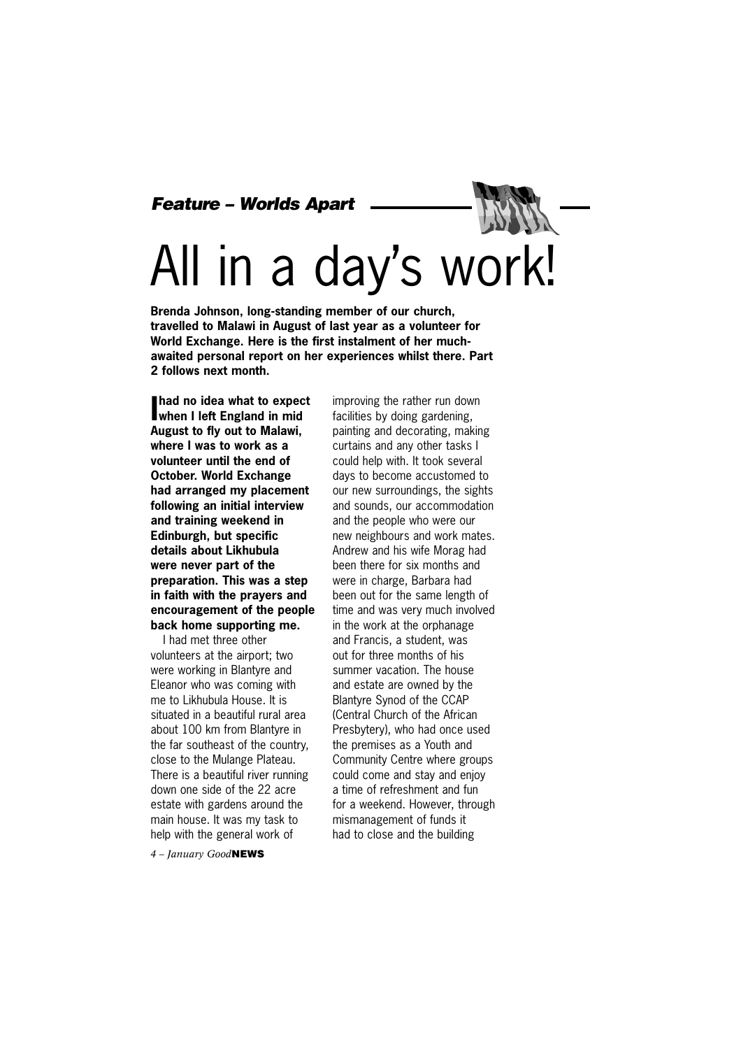*Feature – Worlds Apart*

# All in a day's work!

**Brenda Johnson, long-standing member of our church, travelled to Malawi in August of last year as a volunteer for World Exchange. Here is the first instalment of her much-awaited personal report on her experiences whilst there. Part 2 follows next month.**

**I had no idea what to expect when I left England in mid August to fly out to Malawi, where I was to work as a volunteer until the end of October. World Exchange had arranged my placement following an initial interview and training weekend in Edinburgh, but specific details about Likhubula were never part of the preparation. This was a step in faith with the prayers and encouragement of the people back home supporting me.**

I had met three other volunteers at the airport; two were working in Blantyre and Eleanor who was coming with me to Likhubula House. It is situated in a beautiful rural area about 100 km from Blantyre in the far southeast of the country, close to the Mulange Plateau. There is a beautiful river running down one side of the 22 acre estate with gardens around the main house. It was my task to help with the general work of improving the rather run down facilities by doing gardening, painting and decorating, making curtains and any other tasks I could help with. It took several days to become accustomed to our new surroundings, the sights and sounds, our accommodation and the people who were our new neighbours and work mates. Andrew and his wife Morag had been there for six months and were in charge, Barbara had been out for the same length of time and was very much involved in the work at the orphanage and Francis, a student, was out for three months of his summer vacation. The house and estate are owned by the Blantyre Synod of the CCAP (Central Church of the African Presbytery), who had once used the premises as a Youth and Community Centre where groups could come and stay and enjoy a time of refreshment and fun for a weekend. However, through mismanagement of funds it had to close and the building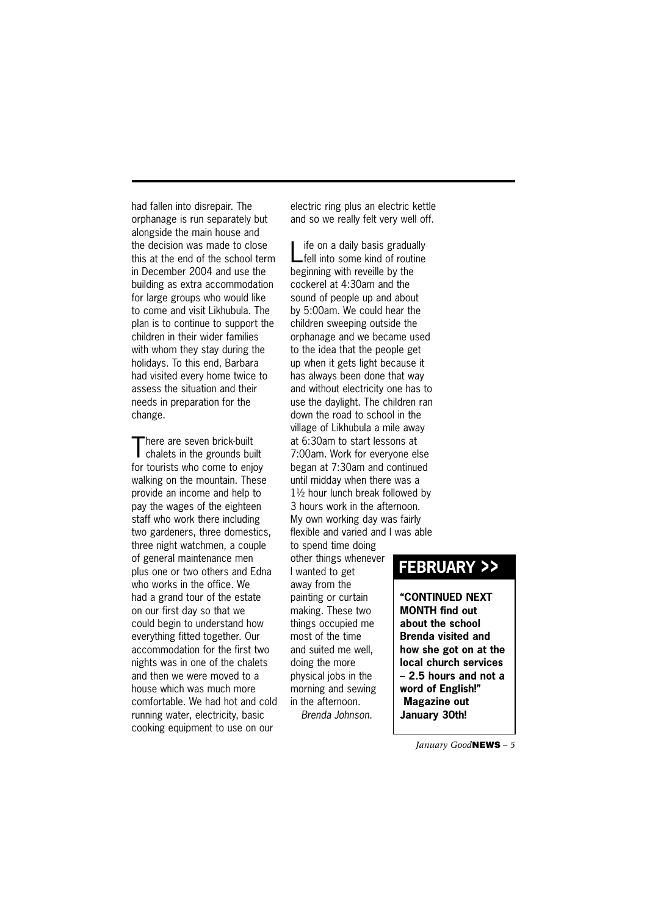had fallen into disrepair. The orphanage is run separately but alongside the main house and the decision was made to close this at the end of the school term in December 2004 and use the building as extra accommodation for large groups who would like to come and visit Likhubula. The plan is to continue to support the children in their wider families with whom they stay during the holidays. To this end, Barbara had visited every home twice to assess the situation and their needs in preparation for the change.

There are seven brick-built chalets in the grounds built for tourists who come to enjoy walking on the mountain. These provide an income and help to pay the wages of the eighteen staff who work there including two gardeners, three domestics, three night watchmen, a couple of general maintenance men plus one or two others and Edna who works in the office. We had a grand tour of the estate on our first day so that we could begin to understand how everything fitted together. Our accommodation for the first two nights was in one of the chalets and then we were moved to a house which was much more comfortable. We had hot and cold running water, electricity, basic cooking equipment to use on our electric ring plus an electric kettle and so we really felt very well off.

Life on a daily basis gradually fell into some kind of routine beginning with reveille by the cockerel at 4:30am and the sound of people up and about by 5:00am. We could hear the children sweeping outside the orphanage and we became used to the idea that the people get up when it gets light because it has always been done that way and without electricity one has to use the daylight. The children ran down the road to school in the village of Likhubula a mile away at 6:30am to start lessons at 7:00am. Work for everyone else began at 7:30am and continued until midday when there was a 1½ hour lunch break followed by 3 hours work in the afternoon. My own working day was fairly flexible and varied and I was able to spend time doing other things whenever I wanted to get away from the painting or curtain making. These two things occupied me most of the time and suited me well, doing the more physical jobs in the morning and sewing in the afternoon.

*Brenda Johnson.*

## FEBRUARY >>

**"CONTINUED NEXT MONTH find out about the school Brenda visited and how she got on at the local church services – 2.5 hours and not a word of English!" Magazine out January 30th!**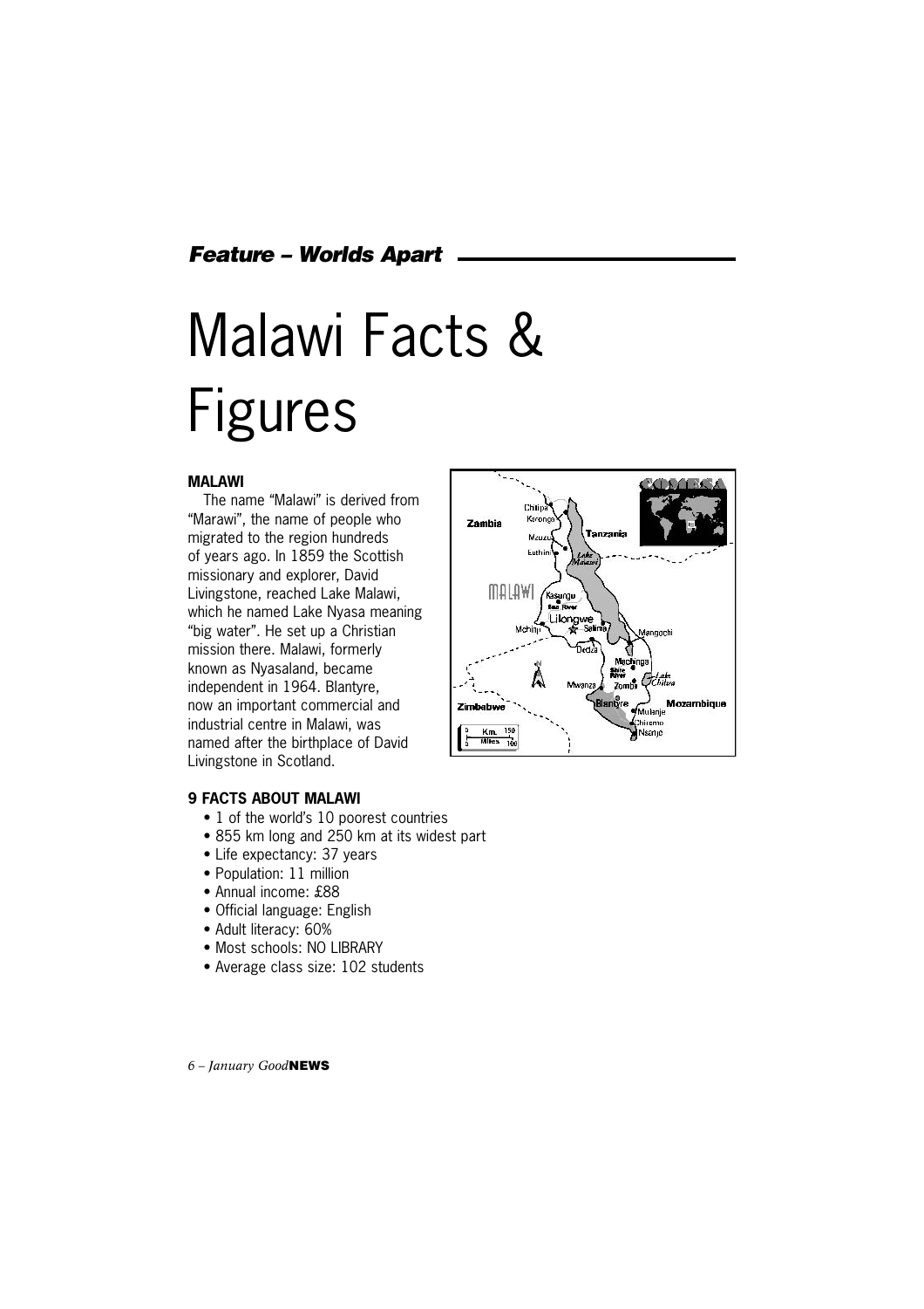*Feature – Worlds Apart*

# Malawi Facts & Figures

**MALAWI**

The name “Malawi” is derived from “Marawi”, the name of people who migrated to the region hundreds of years ago. In 1859 the Scottish missionary and explorer, David Livingstone, reached Lake Malawi, which he named Lake Nyasa meaning “big water”. He set up a Christian mission there. Malawi, formerly known as Nyasaland, became independent in 1964. Blantyre, now an important commercial and industrial centre in Malawi, was named after the birthplace of David Livingstone in Scotland.

**9 FACTS ABOUT MALAWI**

- 1 of the world’s 10 poorest countries
- 855 km long and 250 km at its widest part
- Life expectancy: 37 years
- Population: 11 million
- Annual income: £88
- Official language: English
- Adult literacy: 60%
- Most schools: NO LIBRARY
- Average class size: 102 students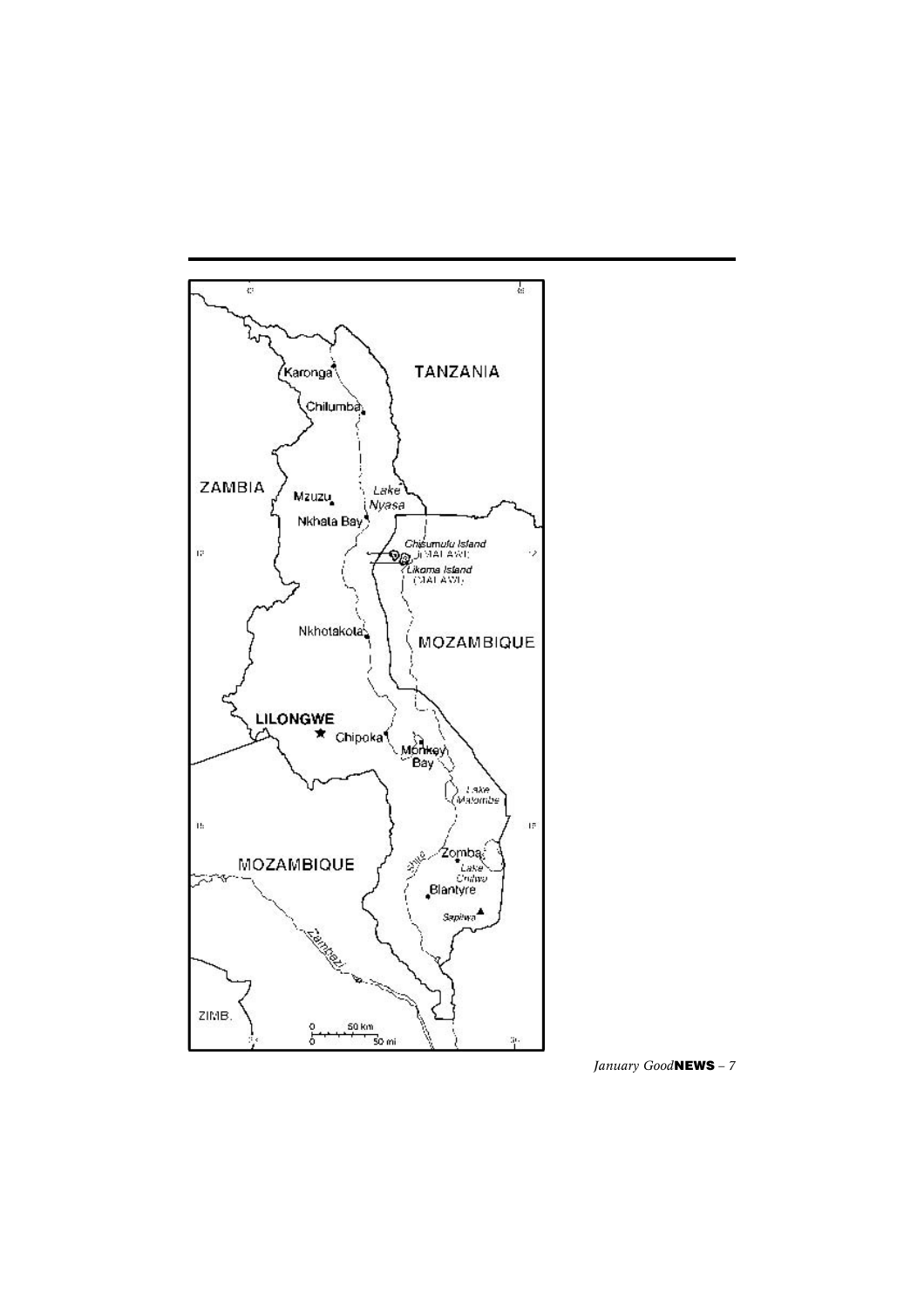ZAMBIA

TANZANIA

Karonga

Chilumba

Mzuzu

Nkhata Bay

Lake Nyasa

Chisumulu Island (MALAWI)

Likoma Island (MALAWI)

Nkhotakota

MOZAMBIQUE

LILONGWE

Chipoka

Monkey Bay

Lake Malombe

MOZAMBIQUE

Zomba

Lake Chilwa

Blantyre

Sapitwa

Shire

Zambezi

ZIMB.

0 50 km

0 50 mi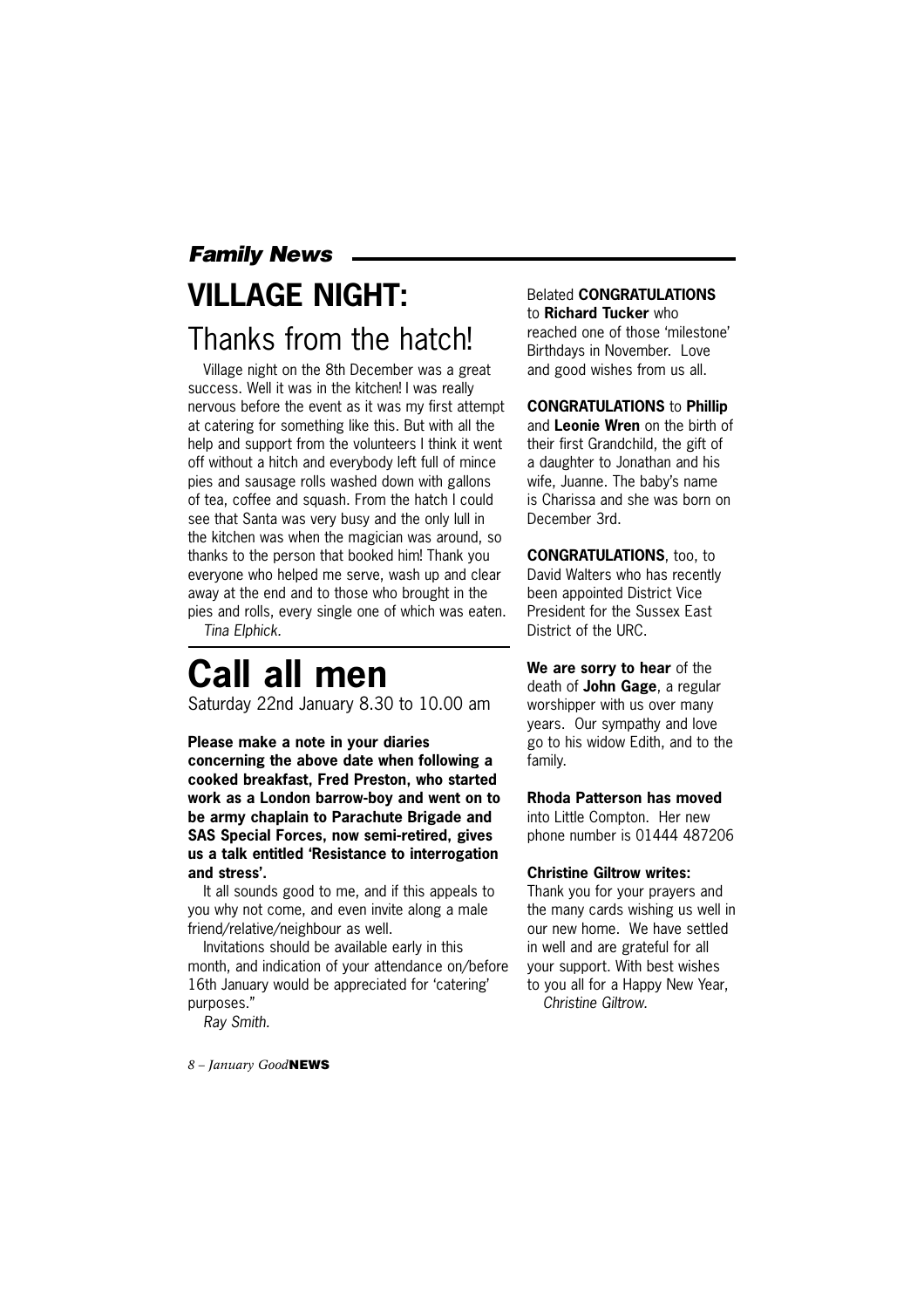***Family News***

# VILLAGE NIGHT:

## Thanks from the hatch!

Village night on the 8th December was a great success. Well it was in the kitchen! I was really nervous before the event as it was my first attempt at catering for something like this. But with all the help and support from the volunteers I think it went off without a hitch and everybody left full of mince pies and sausage rolls washed down with gallons of tea, coffee and squash. From the hatch I could see that Santa was very busy and the only lull in the kitchen was when the magician was around, so thanks to the person that booked him! Thank you everyone who helped me serve, wash up and clear away at the end and to those who brought in the pies and rolls, every single one of which was eaten.

*Tina Elphick.*

# Call all men

Saturday 22nd January 8.30 to 10.00 am

**Please make a note in your diaries concerning the above date when following a cooked breakfast, Fred Preston, who started work as a London barrow-boy and went on to be army chaplain to Parachute Brigade and SAS Special Forces, now semi-retired, gives us a talk entitled 'Resistance to interrogation and stress'.**

It all sounds good to me, and if this appeals to you why not come, and even invite along a male friend/relative/neighbour as well.

Invitations should be available early in this month, and indication of your attendance on/before 16th January would be appreciated for 'catering' purposes."

*Ray Smith.*

Belated **CONGRATULATIONS** to **Richard Tucker** who reached one of those 'milestone' Birthdays in November. Love and good wishes from us all.

**CONGRATULATIONS** to **Phillip** and **Leonie Wren** on the birth of their first Grandchild, the gift of a daughter to Jonathan and his wife, Juanne. The baby's name is Charissa and she was born on December 3rd.

**CONGRATULATIONS**, too, to David Walters who has recently been appointed District Vice President for the Sussex East District of the URC.

**We are sorry to hear** of the death of **John Gage**, a regular worshipper with us over many years. Our sympathy and love go to his widow Edith, and to the family.

**Rhoda Patterson has moved** into Little Compton. Her new phone number is 01444 487206

**Christine Giltrow writes:**

Thank you for your prayers and the many cards wishing us well in our new home. We have settled in well and are grateful for all your support. With best wishes to you all for a Happy New Year,

*Christine Giltrow.*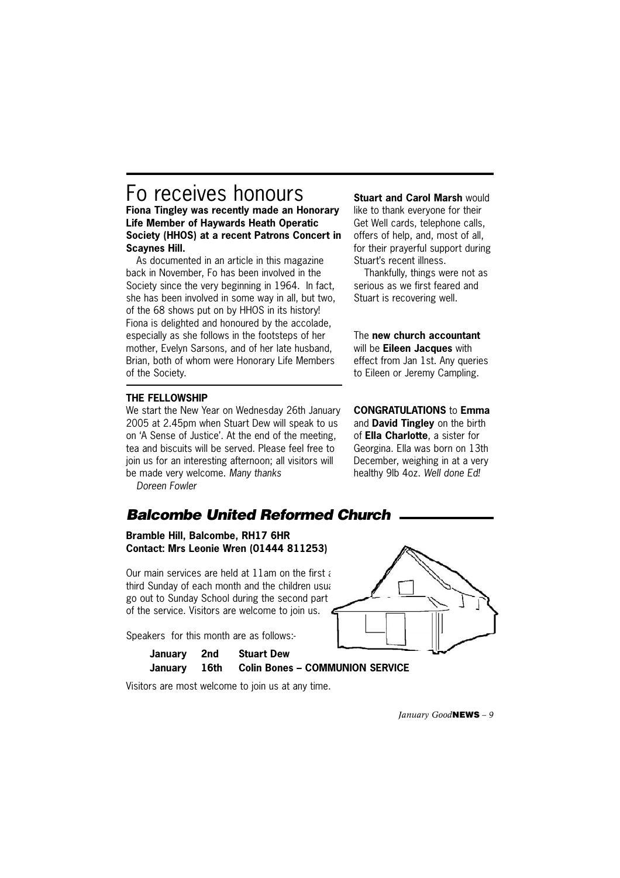# Fo receives honours

**Fiona Tingley was recently made an Honorary Life Member of Haywards Heath Operatic Society (HHOS) at a recent Patrons Concert in Scaynes Hill.**

As documented in an article in this magazine back in November, Fo has been involved in the Society since the very beginning in 1964. In fact, she has been involved in some way in all, but two, of the 68 shows put on by HHOS in its history! Fiona is delighted and honoured by the accolade, especially as she follows in the footsteps of her mother, Evelyn Sarsons, and of her late husband, Brian, both of whom were Honorary Life Members of the Society.

**THE FELLOWSHIP**

We start the New Year on Wednesday 26th January 2005 at 2.45pm when Stuart Dew will speak to us on 'A Sense of Justice'. At the end of the meeting, tea and biscuits will be served. Please feel free to join us for an interesting afternoon; all visitors will be made very welcome. *Many thanks*

*Doreen Fowler*

**Stuart and Carol Marsh** would like to thank everyone for their Get Well cards, telephone calls, offers of help, and, most of all, for their prayerful support during Stuart's recent illness.

Thankfully, things were not as serious as we first feared and Stuart is recovering well.

The **new church accountant** will be **Eileen Jacques** with effect from Jan 1st. Any queries to Eileen or Jeremy Campling.

**CONGRATULATIONS** to **Emma** and **David Tingley** on the birth of **Ella Charlotte**, a sister for Georgina. Ella was born on 13th December, weighing in at a very healthy 9lb 4oz. *Well done Ed!*

## *Balcombe United Reformed Church*

**Bramble Hill, Balcombe, RH17 6HR**
**Contact: Mrs Leonie Wren (01444 811253)**

Our main services are held at 11am on the first a third Sunday of each month and the children usua go out to Sunday School during the second part of the service. Visitors are welcome to join us.

Speakers for this month are as follows:-

| | | |
|---|---|---|
| **January** | **2nd** | **Stuart Dew** |
| **January** | **16th** | **Colin Bones – COMMUNION SERVICE** |

Visitors are most welcome to join us at any time.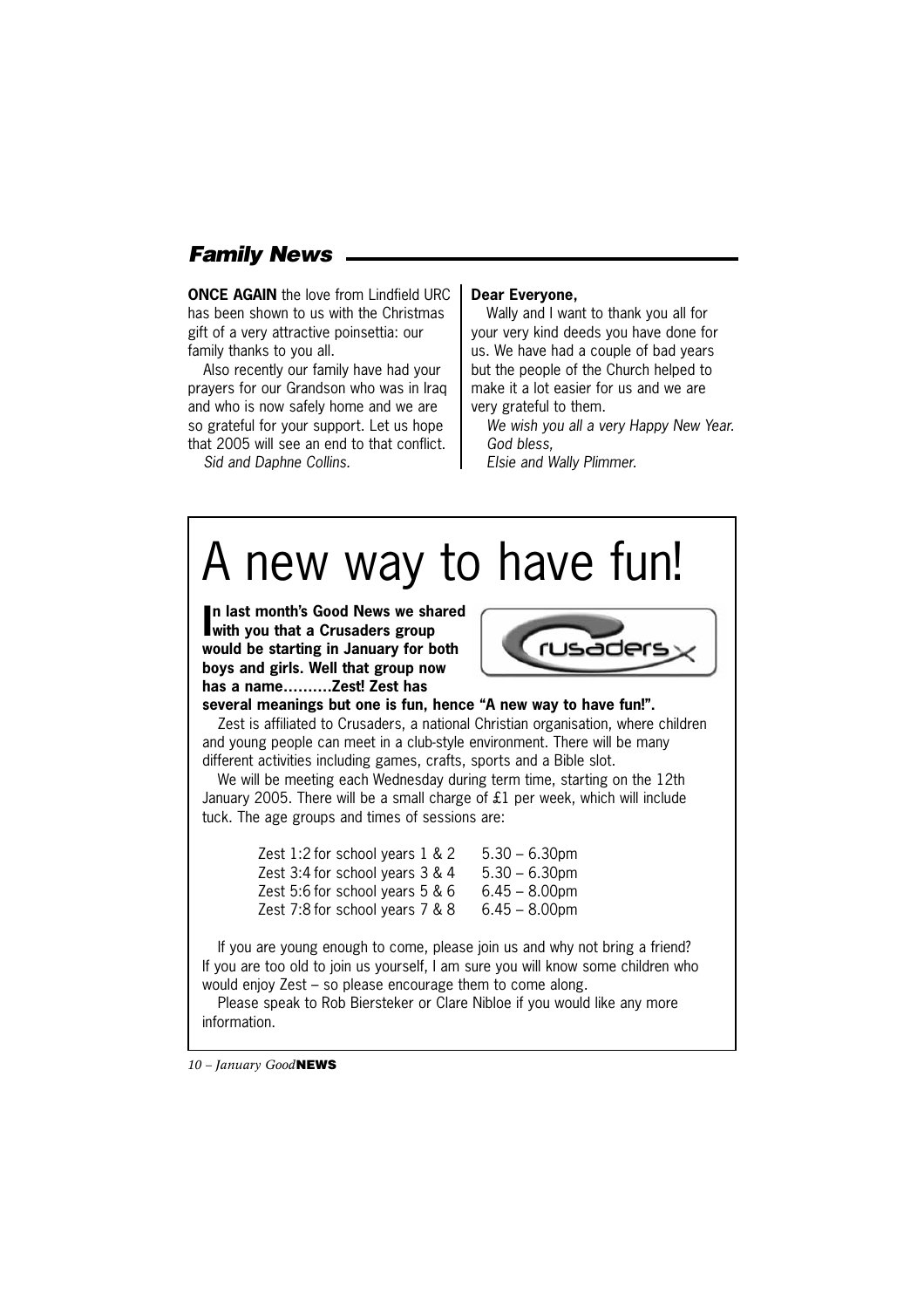## Family News

**ONCE AGAIN** the love from Lindfield URC has been shown to us with the Christmas gift of a very attractive poinsettia: our family thanks to you all.

Also recently our family have had your prayers for our Grandson who was in Iraq and who is now safely home and we are so grateful for your support. Let us hope that 2005 will see an end to that conflict.

*Sid and Daphne Collins.*

**Dear Everyone,**

Wally and I want to thank you all for your very kind deeds you have done for us. We have had a couple of bad years but the people of the Church helped to make it a lot easier for us and we are very grateful to them.

*We wish you all a very Happy New Year.*

*God bless,*

*Elsie and Wally Plimmer.*

# A new way to have fun!

**In last month's Good News we shared with you that a Crusaders group would be starting in January for both boys and girls. Well that group now has a name……….Zest! Zest has several meanings but one is fun, hence "A new way to have fun!".**

Zest is affiliated to Crusaders, a national Christian organisation, where children and young people can meet in a club-style environment. There will be many different activities including games, crafts, sports and a Bible slot.

We will be meeting each Wednesday during term time, starting on the 12th January 2005. There will be a small charge of £1 per week, which will include tuck. The age groups and times of sessions are:

| | |
|---|---|
| Zest 1:2 for school years 1 & 2 | 5.30 – 6.30pm |
| Zest 3:4 for school years 3 & 4 | 5.30 – 6.30pm |
| Zest 5:6 for school years 5 & 6 | 6.45 – 8.00pm |
| Zest 7:8 for school years 7 & 8 | 6.45 – 8.00pm |

If you are young enough to come, please join us and why not bring a friend? If you are too old to join us yourself, I am sure you will know some children who would enjoy Zest – so please encourage them to come along.

Please speak to Rob Biersteker or Clare Nibloe if you would like any more information.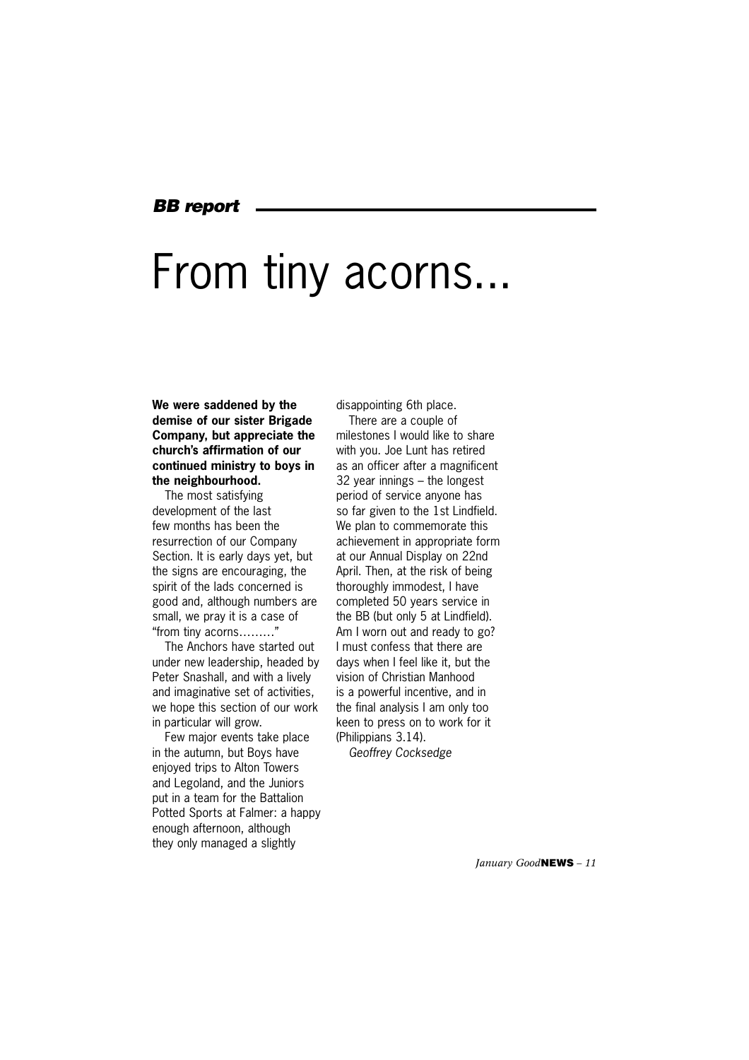*BB report*

# From tiny acorns...

**We were saddened by the demise of our sister Brigade Company, but appreciate the church's affirmation of our continued ministry to boys in the neighbourhood.**

The most satisfying development of the last few months has been the resurrection of our Company Section. It is early days yet, but the signs are encouraging, the spirit of the lads concerned is good and, although numbers are small, we pray it is a case of "from tiny acorns………"

The Anchors have started out under new leadership, headed by Peter Snashall, and with a lively and imaginative set of activities, we hope this section of our work in particular will grow.

Few major events take place in the autumn, but Boys have enjoyed trips to Alton Towers and Legoland, and the Juniors put in a team for the Battalion Potted Sports at Falmer: a happy enough afternoon, although they only managed a slightly disappointing 6th place.

There are a couple of milestones I would like to share with you. Joe Lunt has retired as an officer after a magnificent 32 year innings – the longest period of service anyone has so far given to the 1st Lindfield. We plan to commemorate this achievement in appropriate form at our Annual Display on 22nd April. Then, at the risk of being thoroughly immodest, I have completed 50 years service in the BB (but only 5 at Lindfield). Am I worn out and ready to go? I must confess that there are days when I feel like it, but the vision of Christian Manhood is a powerful incentive, and in the final analysis I am only too keen to press on to work for it (Philippians 3.14).

*Geoffrey Cocksedge*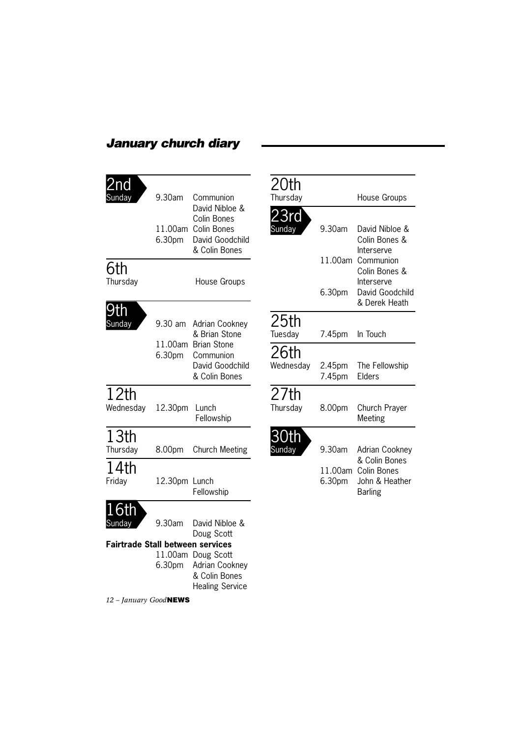## *January church diary*

**2nd**
Sunday

- 9.30am Communion — David Nibloe & Colin Bones
- 11.00am Colin Bones
- 6.30pm David Goodchild & Colin Bones

**6th**
Thursday

- House Groups

**9th**
Sunday

- 9.30 am Adrian Cookney & Brian Stone
- 11.00am Brian Stone
- 6.30pm Communion — David Goodchild & Colin Bones

**12th**
Wednesday

- 12.30pm Lunch Fellowship

**13th**
Thursday

- 8.00pm Church Meeting

**14th**
Friday

- 12.30pm Lunch Fellowship

**16th**
Sunday

- 9.30am David Nibloe & Doug Scott

**Fairtrade Stall between services**

- 11.00am Doug Scott
- 6.30pm Adrian Cookney & Colin Bones — Healing Service

**20th**
Thursday

- House Groups

**23rd**
Sunday

- 9.30am David Nibloe & Colin Bones & Interserve
- 11.00am Communion — Colin Bones & Interserve
- 6.30pm David Goodchild & Derek Heath

**25th**
Tuesday

- 7.45pm In Touch

**26th**
Wednesday

- 2.45pm The Fellowship
- 7.45pm Elders

**27th**
Thursday

- 8.00pm Church Prayer Meeting

**30th**
Sunday

- 9.30am Adrian Cookney & Colin Bones
- 11.00am Colin Bones
- 6.30pm John & Heather Barling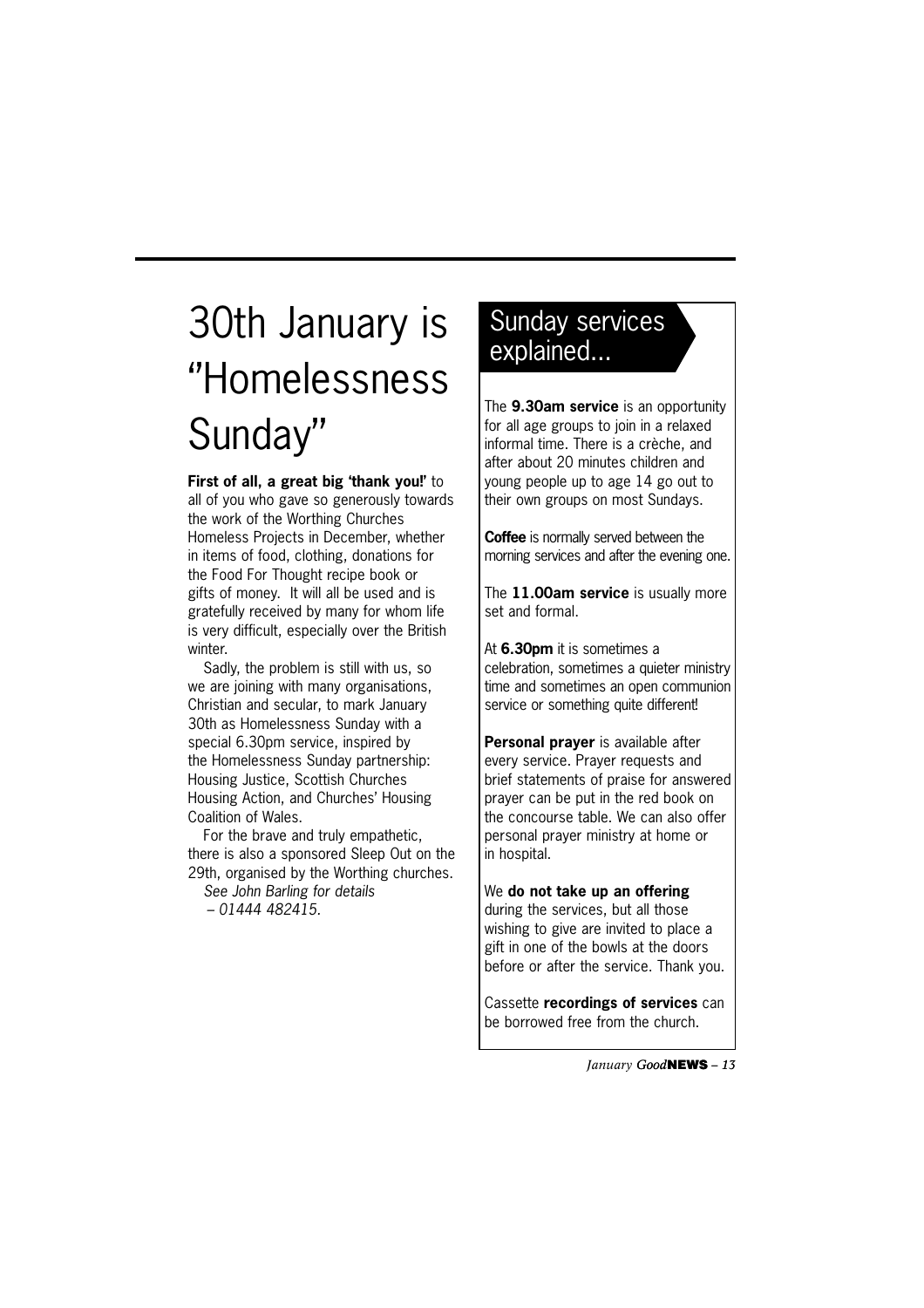# 30th January is "Homelessness Sunday"

**First of all, a great big 'thank you!'** to all of you who gave so generously towards the work of the Worthing Churches Homeless Projects in December, whether in items of food, clothing, donations for the Food For Thought recipe book or gifts of money. It will all be used and is gratefully received by many for whom life is very difficult, especially over the British winter.

Sadly, the problem is still with us, so we are joining with many organisations, Christian and secular, to mark January 30th as Homelessness Sunday with a special 6.30pm service, inspired by the Homelessness Sunday partnership: Housing Justice, Scottish Churches Housing Action, and Churches' Housing Coalition of Wales.

For the brave and truly empathetic, there is also a sponsored Sleep Out on the 29th, organised by the Worthing churches.

*See John Barling for details – 01444 482415.*

## Sunday services explained...

The **9.30am service** is an opportunity for all age groups to join in a relaxed informal time. There is a crèche, and after about 20 minutes children and young people up to age 14 go out to their own groups on most Sundays.

**Coffee** is normally served between the morning services and after the evening one.

The **11.00am service** is usually more set and formal.

At **6.30pm** it is sometimes a celebration, sometimes a quieter ministry time and sometimes an open communion service or something quite different!

**Personal prayer** is available after every service. Prayer requests and brief statements of praise for answered prayer can be put in the red book on the concourse table. We can also offer personal prayer ministry at home or in hospital.

We **do not take up an offering** during the services, but all those wishing to give are invited to place a gift in one of the bowls at the doors before or after the service. Thank you.

Cassette **recordings of services** can be borrowed free from the church.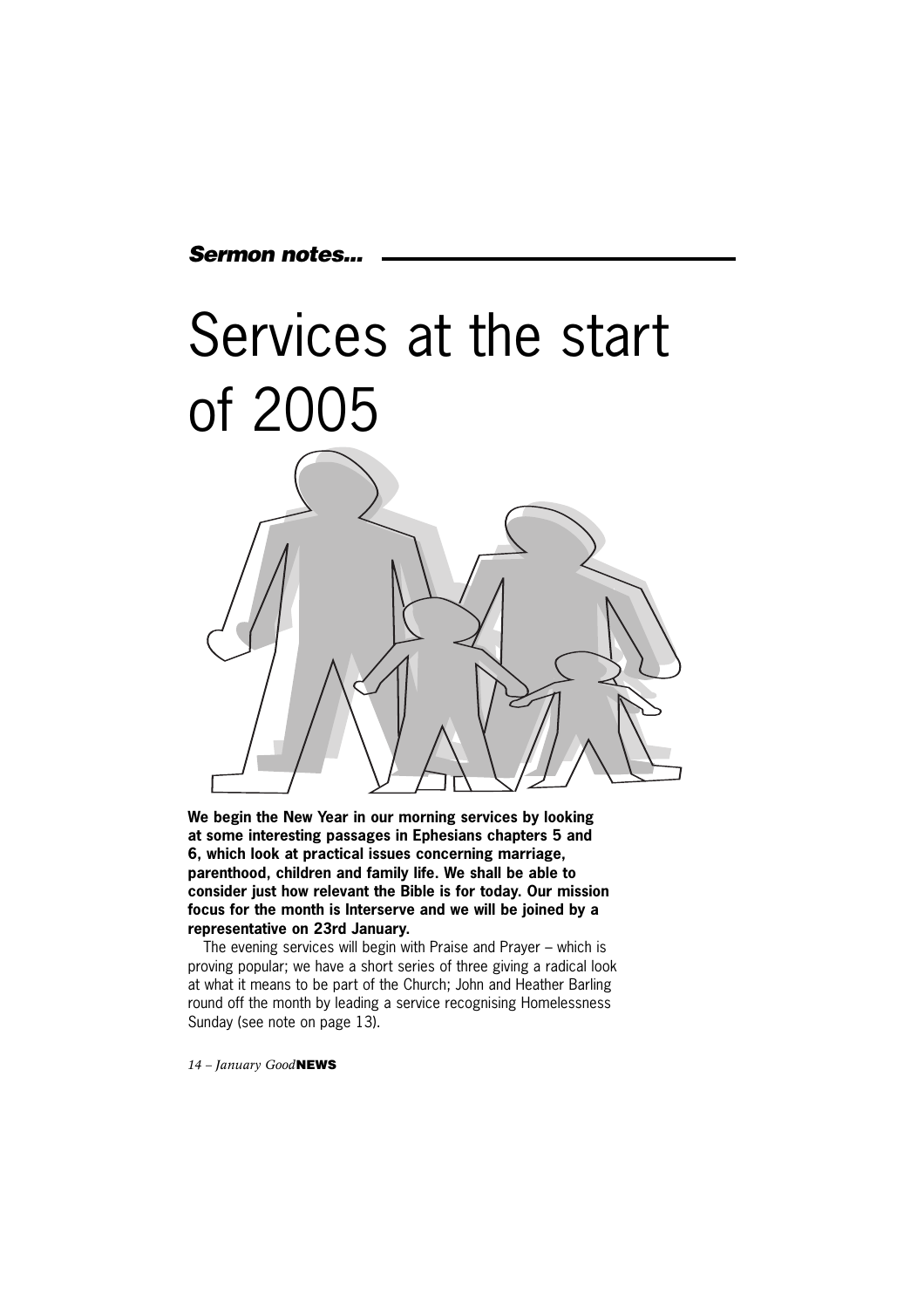***Sermon notes...***

# Services at the start of 2005

**We begin the New Year in our morning services by looking at some interesting passages in Ephesians chapters 5 and 6, which look at practical issues concerning marriage, parenthood, children and family life. We shall be able to consider just how relevant the Bible is for today. Our mission focus for the month is Interserve and we will be joined by a representative on 23rd January.**

The evening services will begin with Praise and Prayer – which is proving popular; we have a short series of three giving a radical look at what it means to be part of the Church; John and Heather Barling round off the month by leading a service recognising Homelessness Sunday (see note on page 13).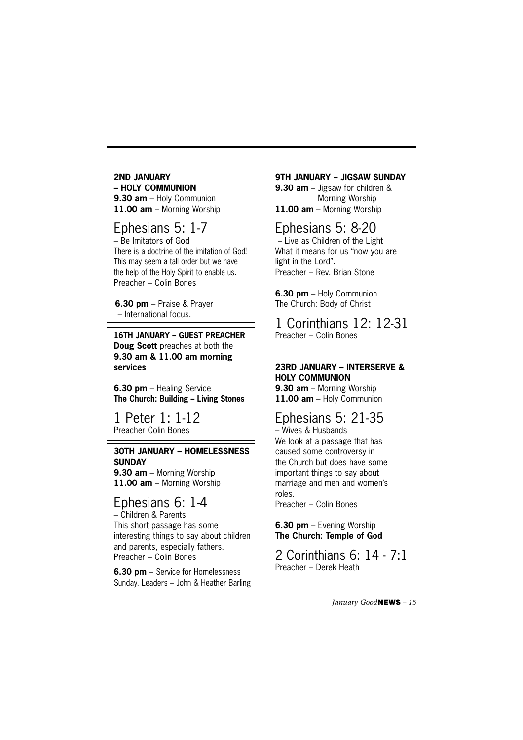## 2ND JANUARY – HOLY COMMUNION

**9.30 am** – Holy Communion
**11.00 am** – Morning Worship

### Ephesians 5: 1-7

– Be Imitators of God
There is a doctrine of the imitation of God! This may seem a tall order but we have the help of the Holy Spirit to enable us.
Preacher – Colin Bones

**6.30 pm** – Praise & Prayer
– International focus.

## 9TH JANUARY – JIGSAW SUNDAY

**9.30 am** – Jigsaw for children & Morning Worship
**11.00 am** – Morning Worship

### Ephesians 5: 8-20

– Live as Children of the Light
What it means for us "now you are light in the Lord".
Preacher – Rev. Brian Stone

**6.30 pm** – Holy Communion
The Church: Body of Christ

### 1 Corinthians 12: 12-31

Preacher – Colin Bones

## 16TH JANUARY – GUEST PREACHER

**Doug Scott** preaches at both the **9.30 am & 11.00 am morning services**

**6.30 pm** – Healing Service
**The Church: Building – Living Stones**

### 1 Peter 1: 1-12

Preacher Colin Bones

## 23RD JANUARY – INTERSERVE & HOLY COMMUNION

**9.30 am** – Morning Worship
**11.00 am** – Holy Communion

### Ephesians 5: 21-35

– Wives & Husbands
We look at a passage that has caused some controversy in the Church but does have some important things to say about marriage and men and women's roles.
Preacher – Colin Bones

**6.30 pm** – Evening Worship
**The Church: Temple of God**

### 2 Corinthians 6: 14 - 7:1

Preacher – Derek Heath

## 30TH JANUARY – HOMELESSNESS SUNDAY

**9.30 am** – Morning Worship
**11.00 am** – Morning Worship

### Ephesians 6: 1-4

– Children & Parents
This short passage has some interesting things to say about children and parents, especially fathers.
Preacher – Colin Bones

**6.30 pm** – Service for Homelessness Sunday. Leaders – John & Heather Barling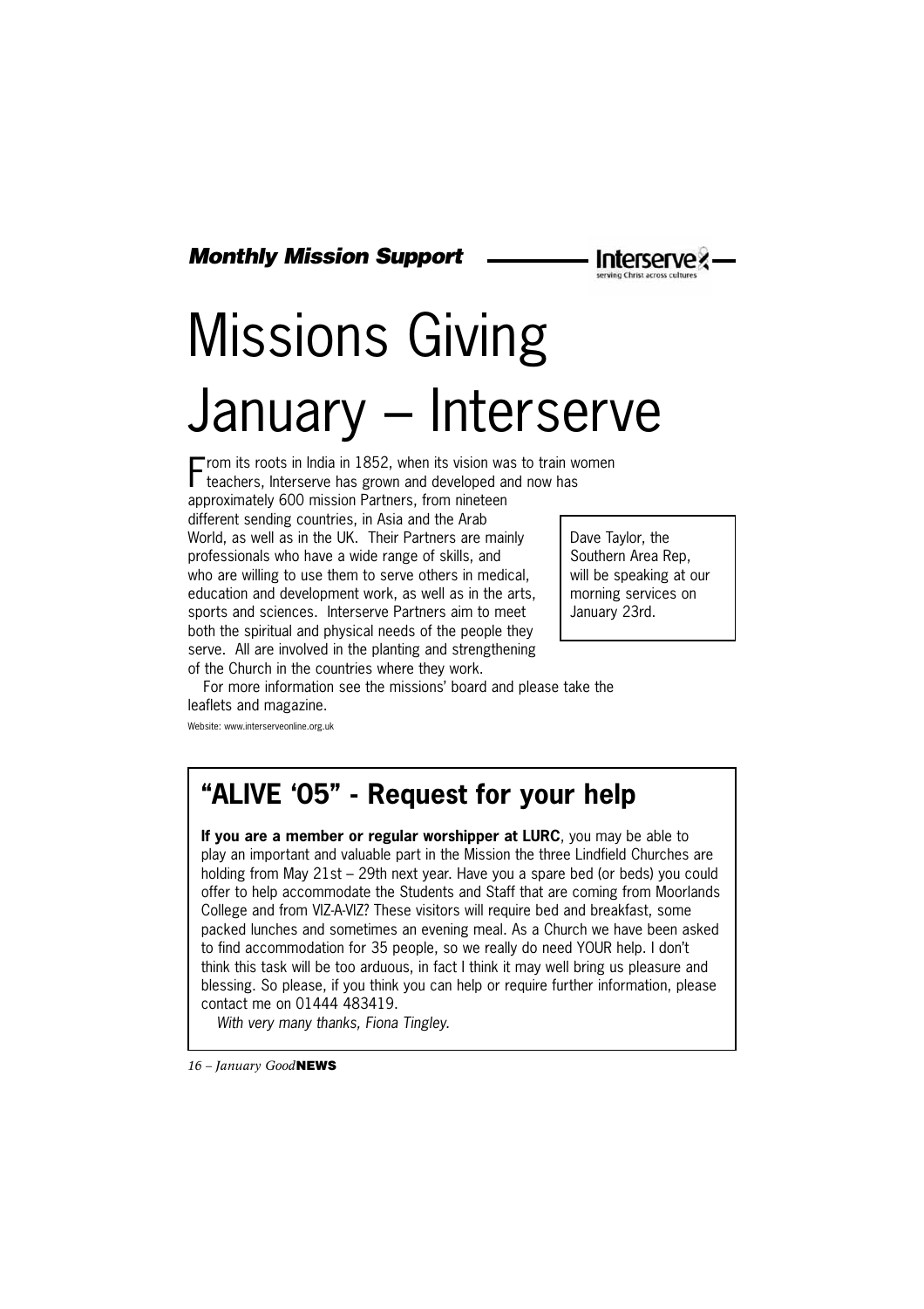*Monthly Mission Support*

Interserve
serving Christ across cultures

# Missions Giving January – Interserve

From its roots in India in 1852, when its vision was to train women teachers, Interserve has grown and developed and now has approximately 600 mission Partners, from nineteen different sending countries, in Asia and the Arab World, as well as in the UK. Their Partners are mainly professionals who have a wide range of skills, and who are willing to use them to serve others in medical, education and development work, as well as in the arts, sports and sciences. Interserve Partners aim to meet both the spiritual and physical needs of the people they serve. All are involved in the planting and strengthening of the Church in the countries where they work.

Dave Taylor, the Southern Area Rep, will be speaking at our morning services on January 23rd.

For more information see the missions' board and please take the leaflets and magazine.

Website: www.interserveonline.org.uk

## "ALIVE '05" - Request for your help

**If you are a member or regular worshipper at LURC**, you may be able to play an important and valuable part in the Mission the three Lindfield Churches are holding from May 21st – 29th next year. Have you a spare bed (or beds) you could offer to help accommodate the Students and Staff that are coming from Moorlands College and from VIZ-A-VIZ? These visitors will require bed and breakfast, some packed lunches and sometimes an evening meal. As a Church we have been asked to find accommodation for 35 people, so we really do need YOUR help. I don't think this task will be too arduous, in fact I think it may well bring us pleasure and blessing. So please, if you think you can help or require further information, please contact me on 01444 483419.

*With very many thanks, Fiona Tingley.*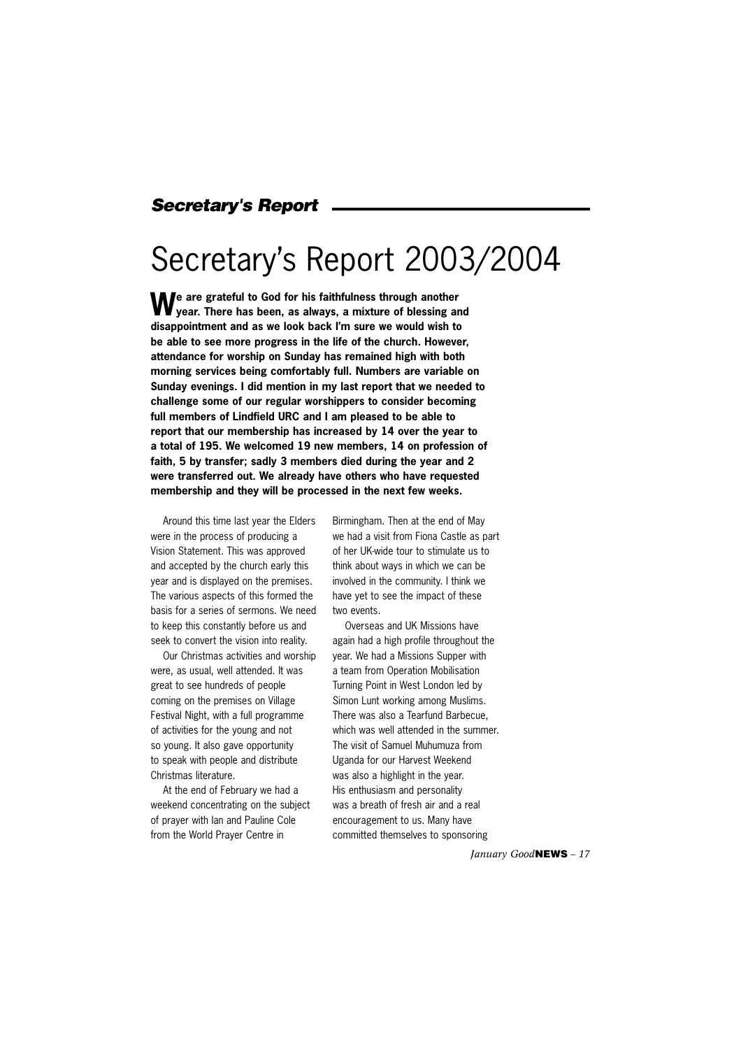## *Secretary's Report*

# Secretary's Report 2003/2004

**We are grateful to God for his faithfulness through another year. There has been, as always, a mixture of blessing and disappointment and as we look back I'm sure we would wish to be able to see more progress in the life of the church. However, attendance for worship on Sunday has remained high with both morning services being comfortably full. Numbers are variable on Sunday evenings. I did mention in my last report that we needed to challenge some of our regular worshippers to consider becoming full members of Lindfield URC and I am pleased to be able to report that our membership has increased by 14 over the year to a total of 195. We welcomed 19 new members, 14 on profession of faith, 5 by transfer; sadly 3 members died during the year and 2 were transferred out. We already have others who have requested membership and they will be processed in the next few weeks.**

Around this time last year the Elders were in the process of producing a Vision Statement. This was approved and accepted by the church early this year and is displayed on the premises. The various aspects of this formed the basis for a series of sermons. We need to keep this constantly before us and seek to convert the vision into reality.

Our Christmas activities and worship were, as usual, well attended. It was great to see hundreds of people coming on the premises on Village Festival Night, with a full programme of activities for the young and not so young. It also gave opportunity to speak with people and distribute Christmas literature.

At the end of February we had a weekend concentrating on the subject of prayer with Ian and Pauline Cole from the World Prayer Centre in Birmingham. Then at the end of May we had a visit from Fiona Castle as part of her UK-wide tour to stimulate us to think about ways in which we can be involved in the community. I think we have yet to see the impact of these two events.

Overseas and UK Missions have again had a high profile throughout the year. We had a Missions Supper with a team from Operation Mobilisation Turning Point in West London led by Simon Lunt working among Muslims. There was also a Tearfund Barbecue, which was well attended in the summer. The visit of Samuel Muhumuza from Uganda for our Harvest Weekend was also a highlight in the year. His enthusiasm and personality was a breath of fresh air and a real encouragement to us. Many have committed themselves to sponsoring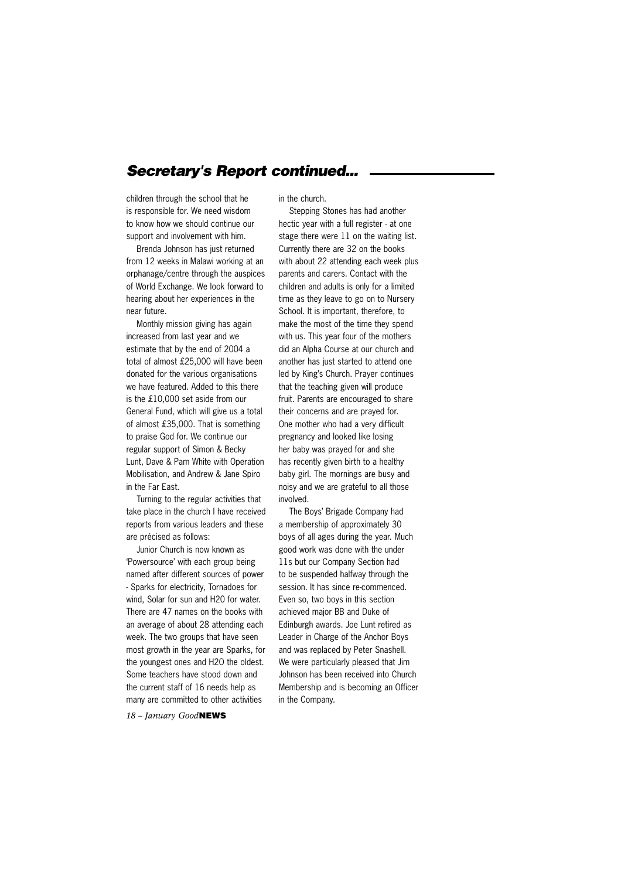## *Secretary's Report continued...*

children through the school that he is responsible for. We need wisdom to know how we should continue our support and involvement with him.

Brenda Johnson has just returned from 12 weeks in Malawi working at an orphanage/centre through the auspices of World Exchange. We look forward to hearing about her experiences in the near future.

Monthly mission giving has again increased from last year and we estimate that by the end of 2004 a total of almost £25,000 will have been donated for the various organisations we have featured. Added to this there is the £10,000 set aside from our General Fund, which will give us a total of almost £35,000. That is something to praise God for. We continue our regular support of Simon & Becky Lunt, Dave & Pam White with Operation Mobilisation, and Andrew & Jane Spiro in the Far East.

Turning to the regular activities that take place in the church I have received reports from various leaders and these are précised as follows:

Junior Church is now known as 'Powersource' with each group being named after different sources of power - Sparks for electricity, Tornadoes for wind, Solar for sun and H2O for water. There are 47 names on the books with an average of about 28 attending each week. The two groups that have seen most growth in the year are Sparks, for the youngest ones and H2O the oldest. Some teachers have stood down and the current staff of 16 needs help as many are committed to other activities in the church.

Stepping Stones has had another hectic year with a full register - at one stage there were 11 on the waiting list. Currently there are 32 on the books with about 22 attending each week plus parents and carers. Contact with the children and adults is only for a limited time as they leave to go on to Nursery School. It is important, therefore, to make the most of the time they spend with us. This year four of the mothers did an Alpha Course at our church and another has just started to attend one led by King's Church. Prayer continues that the teaching given will produce fruit. Parents are encouraged to share their concerns and are prayed for. One mother who had a very difficult pregnancy and looked like losing her baby was prayed for and she has recently given birth to a healthy baby girl. The mornings are busy and noisy and we are grateful to all those involved.

The Boys' Brigade Company had a membership of approximately 30 boys of all ages during the year. Much good work was done with the under 11s but our Company Section had to be suspended halfway through the session. It has since re-commenced. Even so, two boys in this section achieved major BB and Duke of Edinburgh awards. Joe Lunt retired as Leader in Charge of the Anchor Boys and was replaced by Peter Snashell. We were particularly pleased that Jim Johnson has been received into Church Membership and is becoming an Officer in the Company.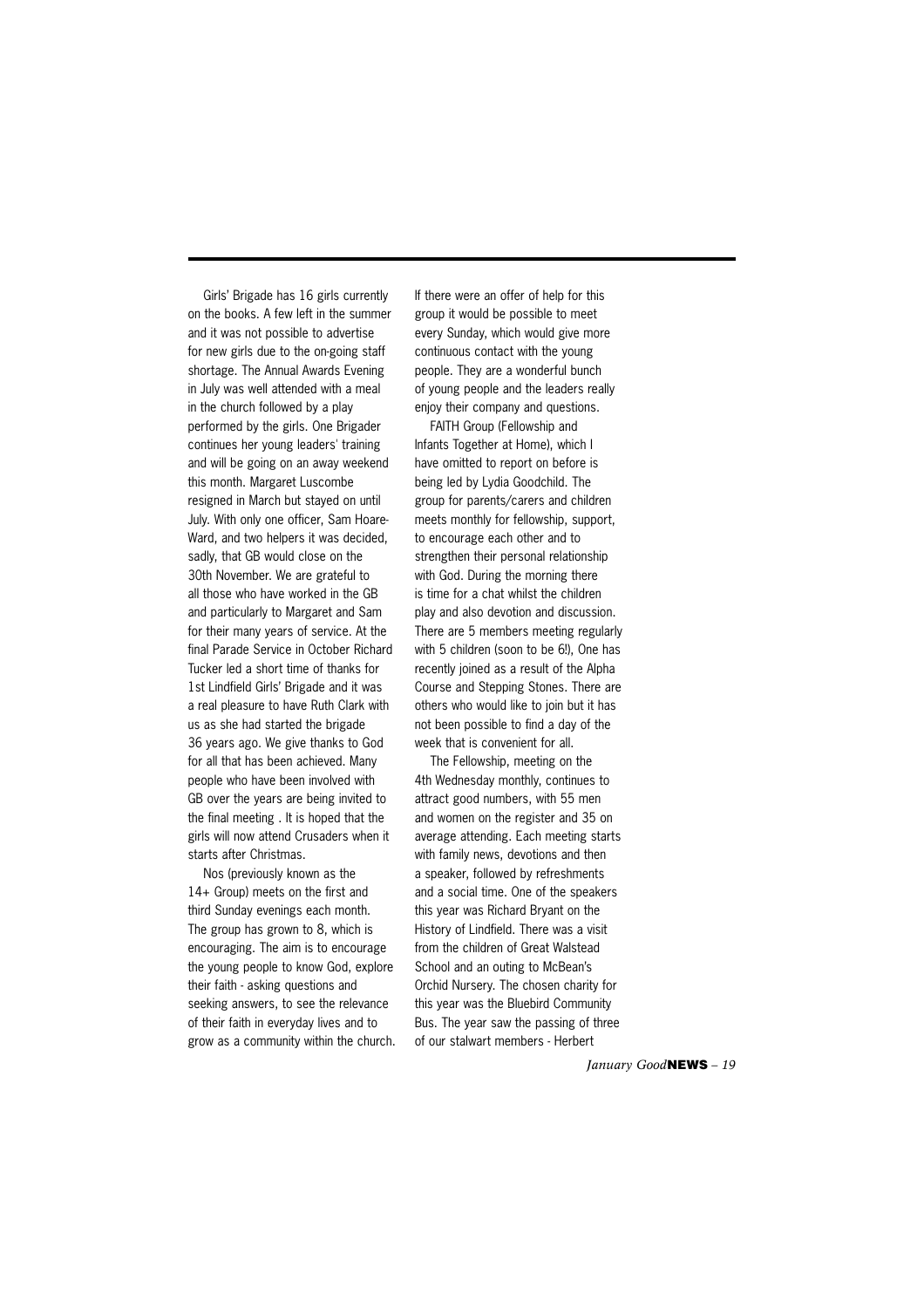Girls' Brigade has 16 girls currently on the books. A few left in the summer and it was not possible to advertise for new girls due to the on-going staff shortage. The Annual Awards Evening in July was well attended with a meal in the church followed by a play performed by the girls. One Brigader continues her young leaders' training and will be going on an away weekend this month. Margaret Luscombe resigned in March but stayed on until July. With only one officer, Sam Hoare-Ward, and two helpers it was decided, sadly, that GB would close on the 30th November. We are grateful to all those who have worked in the GB and particularly to Margaret and Sam for their many years of service. At the final Parade Service in October Richard Tucker led a short time of thanks for 1st Lindfield Girls' Brigade and it was a real pleasure to have Ruth Clark with us as she had started the brigade 36 years ago. We give thanks to God for all that has been achieved. Many people who have been involved with GB over the years are being invited to the final meeting . It is hoped that the girls will now attend Crusaders when it starts after Christmas.

Nos (previously known as the 14+ Group) meets on the first and third Sunday evenings each month. The group has grown to 8, which is encouraging. The aim is to encourage the young people to know God, explore their faith - asking questions and seeking answers, to see the relevance of their faith in everyday lives and to grow as a community within the church. If there were an offer of help for this group it would be possible to meet every Sunday, which would give more continuous contact with the young people. They are a wonderful bunch of young people and the leaders really enjoy their company and questions.

FAITH Group (Fellowship and Infants Together at Home), which I have omitted to report on before is being led by Lydia Goodchild. The group for parents/carers and children meets monthly for fellowship, support, to encourage each other and to strengthen their personal relationship with God. During the morning there is time for a chat whilst the children play and also devotion and discussion. There are 5 members meeting regularly with 5 children (soon to be 6!), One has recently joined as a result of the Alpha Course and Stepping Stones. There are others who would like to join but it has not been possible to find a day of the week that is convenient for all.

The Fellowship, meeting on the 4th Wednesday monthly, continues to attract good numbers, with 55 men and women on the register and 35 on average attending. Each meeting starts with family news, devotions and then a speaker, followed by refreshments and a social time. One of the speakers this year was Richard Bryant on the History of Lindfield. There was a visit from the children of Great Walstead School and an outing to McBean's Orchid Nursery. The chosen charity for this year was the Bluebird Community Bus. The year saw the passing of three of our stalwart members - Herbert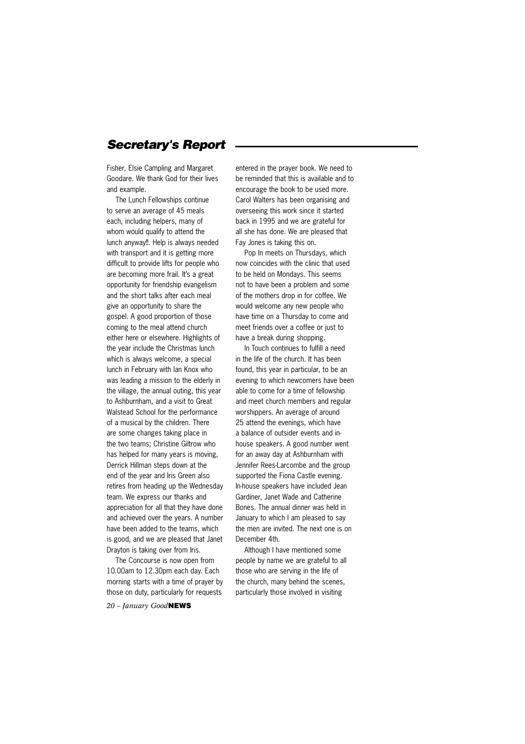## Secretary's Report

Fisher, Elsie Campling and Margaret Goodare. We thank God for their lives and example.

The Lunch Fellowships continue to serve an average of 45 meals each, including helpers, many of whom would qualify to attend the lunch anyway!!. Help is always needed with transport and it is getting more difficult to provide lifts for people who are becoming more frail. It's a great opportunity for friendship evangelism and the short talks after each meal give an opportunity to share the gospel. A good proportion of those coming to the meal attend church either here or elsewhere. Highlights of the year include the Christmas lunch which is always welcome, a special lunch in February with Ian Knox who was leading a mission to the elderly in the village, the annual outing, this year to Ashburnham, and a visit to Great Walstead School for the performance of a musical by the children. There are some changes taking place in the two teams; Christine Giltrow who has helped for many years is moving, Derrick Hillman steps down at the end of the year and Iris Green also retires from heading up the Wednesday team. We express our thanks and appreciation for all that they have done and achieved over the years. A number have been added to the teams, which is good, and we are pleased that Janet Drayton is taking over from Iris.

The Concourse is now open from 10.00am to 12.30pm each day. Each morning starts with a time of prayer by those on duty, particularly for requests entered in the prayer book. We need to be reminded that this is available and to encourage the book to be used more. Carol Walters has been organising and overseeing this work since it started back in 1995 and we are grateful for all she has done. We are pleased that Fay Jones is taking this on.

Pop In meets on Thursdays, which now coincides with the clinic that used to be held on Mondays. This seems not to have been a problem and some of the mothers drop in for coffee. We would welcome any new people who have time on a Thursday to come and meet friends over a coffee or just to have a break during shopping.

In Touch continues to fulfill a need in the life of the church. It has been found, this year in particular, to be an evening to which newcomers have been able to come for a time of fellowship and meet church members and regular worshippers. An average of around 25 attend the evenings, which have a balance of outsider events and in-house speakers. A good number went for an away day at Ashburnham with Jennifer Rees-Larcombe and the group supported the Fiona Castle evening. In-house speakers have included Jean Gardiner, Janet Wade and Catherine Bones. The annual dinner was held in January to which I am pleased to say the men are invited. The next one is on December 4th.

Although I have mentioned some people by name we are grateful to all those who are serving in the life of the church, many behind the scenes, particularly those involved in visiting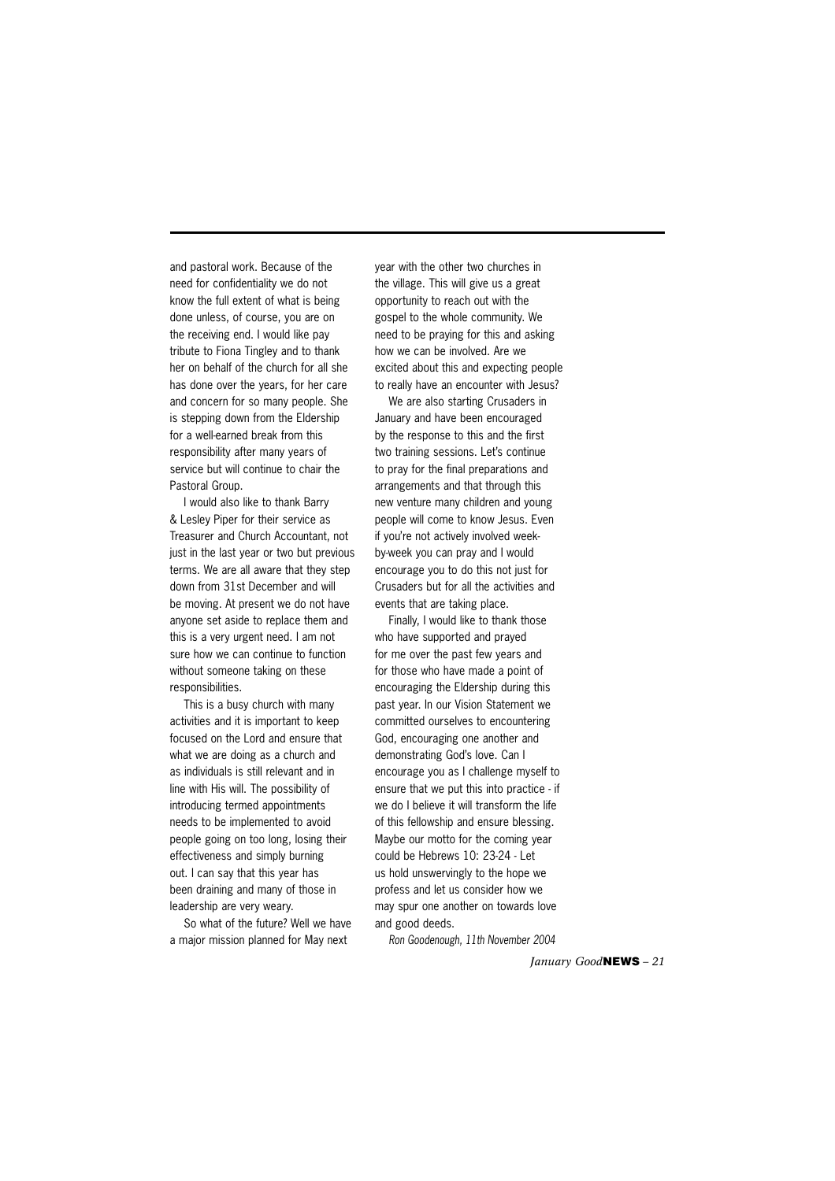and pastoral work. Because of the need for confidentiality we do not know the full extent of what is being done unless, of course, you are on the receiving end. I would like pay tribute to Fiona Tingley and to thank her on behalf of the church for all she has done over the years, for her care and concern for so many people. She is stepping down from the Eldership for a well-earned break from this responsibility after many years of service but will continue to chair the Pastoral Group.

I would also like to thank Barry & Lesley Piper for their service as Treasurer and Church Accountant, not just in the last year or two but previous terms. We are all aware that they step down from 31st December and will be moving. At present we do not have anyone set aside to replace them and this is a very urgent need. I am not sure how we can continue to function without someone taking on these responsibilities.

This is a busy church with many activities and it is important to keep focused on the Lord and ensure that what we are doing as a church and as individuals is still relevant and in line with His will. The possibility of introducing termed appointments needs to be implemented to avoid people going on too long, losing their effectiveness and simply burning out. I can say that this year has been draining and many of those in leadership are very weary.

So what of the future? Well we have a major mission planned for May next year with the other two churches in the village. This will give us a great opportunity to reach out with the gospel to the whole community. We need to be praying for this and asking how we can be involved. Are we excited about this and expecting people to really have an encounter with Jesus?

We are also starting Crusaders in January and have been encouraged by the response to this and the first two training sessions. Let's continue to pray for the final preparations and arrangements and that through this new venture many children and young people will come to know Jesus. Even if you're not actively involved week-by-week you can pray and I would encourage you to do this not just for Crusaders but for all the activities and events that are taking place.

Finally, I would like to thank those who have supported and prayed for me over the past few years and for those who have made a point of encouraging the Eldership during this past year. In our Vision Statement we committed ourselves to encountering God, encouraging one another and demonstrating God's love. Can I encourage you as I challenge myself to ensure that we put this into practice - if we do I believe it will transform the life of this fellowship and ensure blessing. Maybe our motto for the coming year could be Hebrews 10: 23-24 - Let us hold unswervingly to the hope we profess and let us consider how we may spur one another on towards love and good deeds.

*Ron Goodenough, 11th November 2004*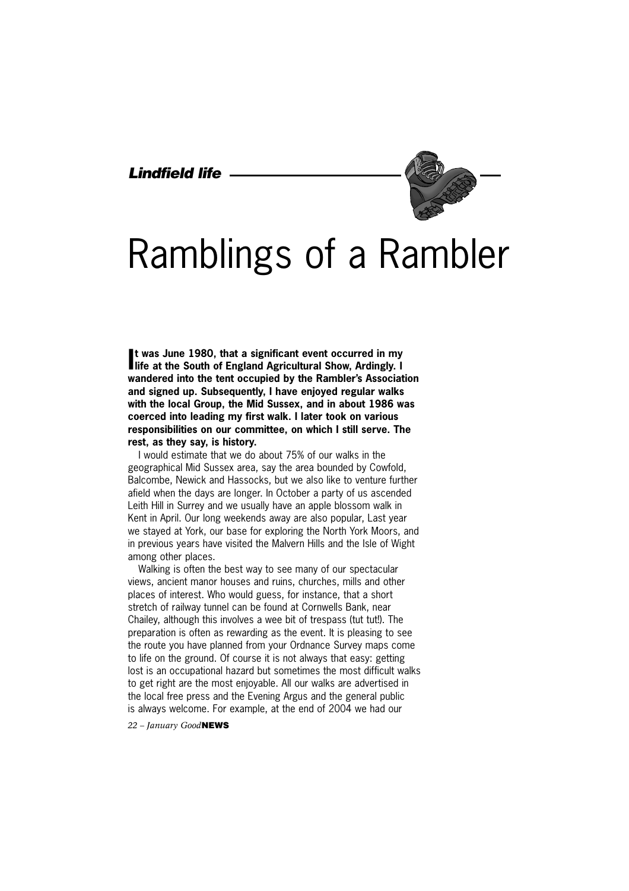# Ramblings of a Rambler

**It was June 1980, that a significant event occurred in my life at the South of England Agricultural Show, Ardingly. I wandered into the tent occupied by the Rambler's Association and signed up. Subsequently, I have enjoyed regular walks with the local Group, the Mid Sussex, and in about 1986 was coerced into leading my first walk. I later took on various responsibilities on our committee, on which I still serve. The rest, as they say, is history.**

I would estimate that we do about 75% of our walks in the geographical Mid Sussex area, say the area bounded by Cowfold, Balcombe, Newick and Hassocks, but we also like to venture further afield when the days are longer. In October a party of us ascended Leith Hill in Surrey and we usually have an apple blossom walk in Kent in April. Our long weekends away are also popular, Last year we stayed at York, our base for exploring the North York Moors, and in previous years have visited the Malvern Hills and the Isle of Wight among other places.

Walking is often the best way to see many of our spectacular views, ancient manor houses and ruins, churches, mills and other places of interest. Who would guess, for instance, that a short stretch of railway tunnel can be found at Cornwells Bank, near Chailey, although this involves a wee bit of trespass (tut tut!). The preparation is often as rewarding as the event. It is pleasing to see the route you have planned from your Ordnance Survey maps come to life on the ground. Of course it is not always that easy: getting lost is an occupational hazard but sometimes the most difficult walks to get right are the most enjoyable. All our walks are advertised in the local free press and the Evening Argus and the general public is always welcome. For example, at the end of 2004 we had our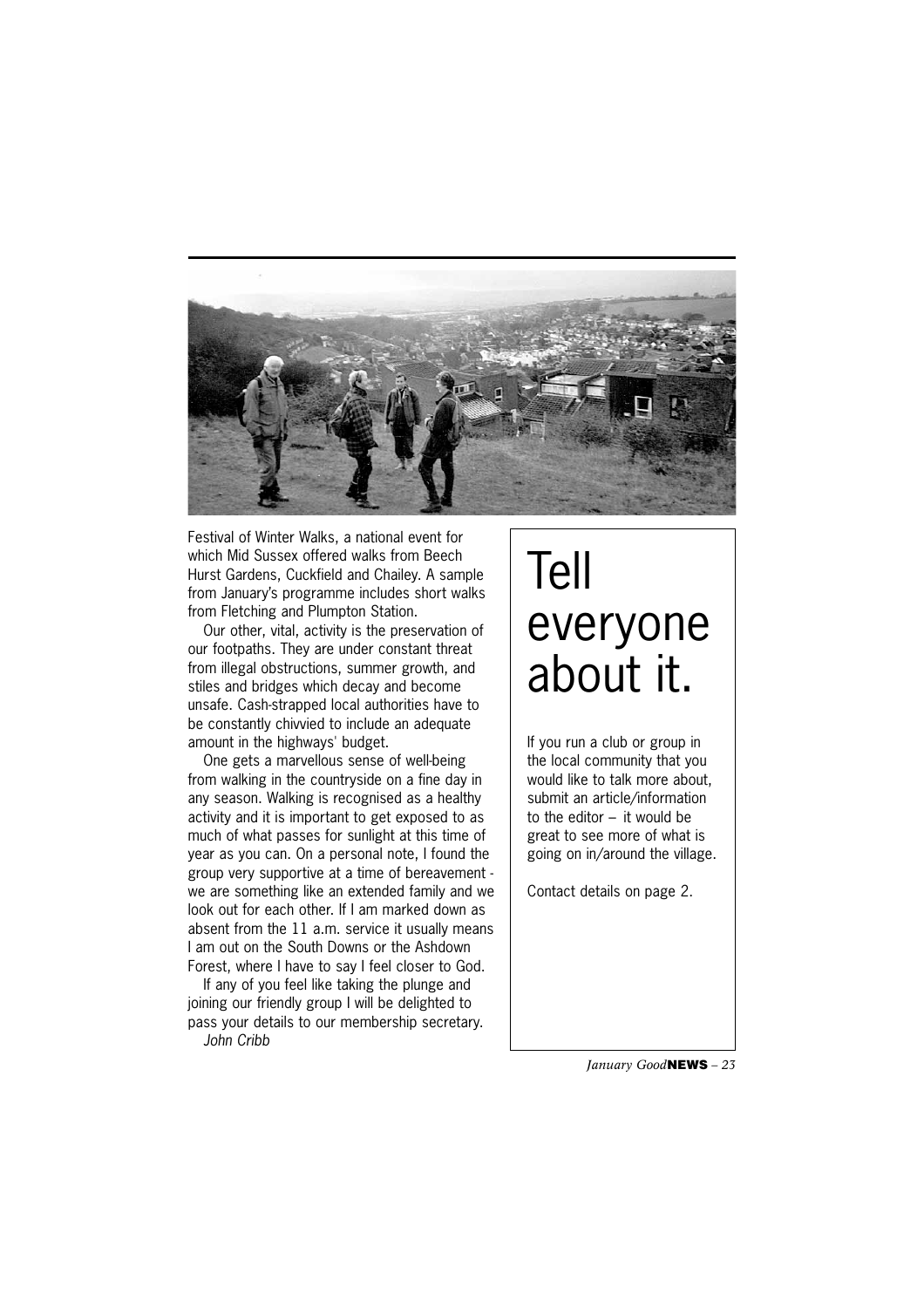Festival of Winter Walks, a national event for which Mid Sussex offered walks from Beech Hurst Gardens, Cuckfield and Chailey. A sample from January's programme includes short walks from Fletching and Plumpton Station.

Our other, vital, activity is the preservation of our footpaths. They are under constant threat from illegal obstructions, summer growth, and stiles and bridges which decay and become unsafe. Cash-strapped local authorities have to be constantly chivvied to include an adequate amount in the highways' budget.

One gets a marvellous sense of well-being from walking in the countryside on a fine day in any season. Walking is recognised as a healthy activity and it is important to get exposed to as much of what passes for sunlight at this time of year as you can. On a personal note, I found the group very supportive at a time of bereavement - we are something like an extended family and we look out for each other. If I am marked down as absent from the 11 a.m. service it usually means I am out on the South Downs or the Ashdown Forest, where I have to say I feel closer to God.

If any of you feel like taking the plunge and joining our friendly group I will be delighted to pass your details to our membership secretary.

*John Cribb*

# Tell everyone about it.

If you run a club or group in the local community that you would like to talk more about, submit an article/information to the editor – it would be great to see more of what is going on in/around the village.

Contact details on page 2.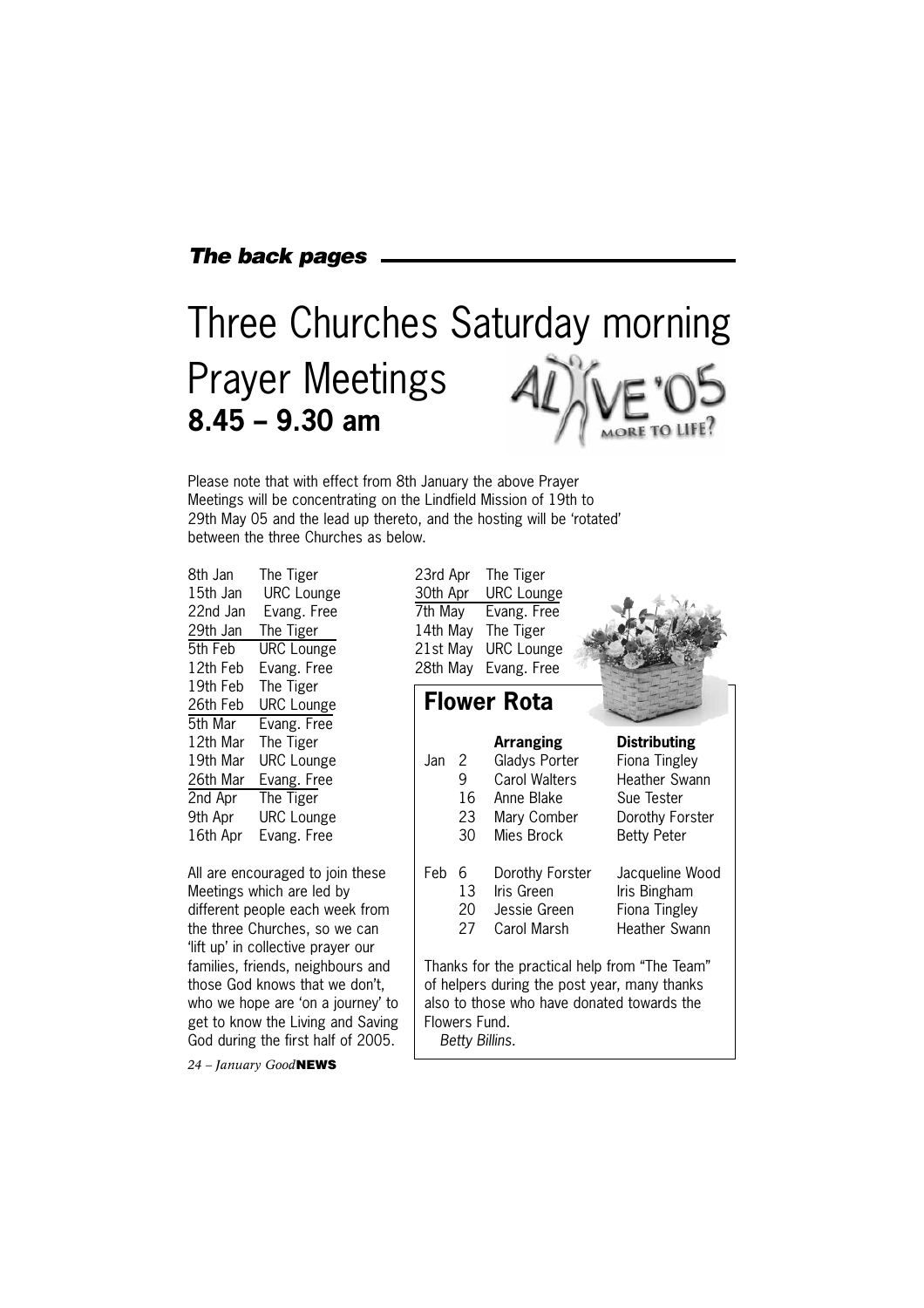*The back pages*

# Three Churches Saturday morning Prayer Meetings

## 8.45 – 9.30 am

Please note that with effect from 8th January the above Prayer Meetings will be concentrating on the Lindfield Mission of 19th to 29th May 05 and the lead up thereto, and the hosting will be 'rotated' between the three Churches as below.

| Date | Venue |
|---|---|
| 8th Jan | The Tiger |
| 15th Jan | URC Lounge |
| 22nd Jan | Evang. Free |
| 29th Jan | The Tiger |
| 5th Feb | URC Lounge |
| 12th Feb | Evang. Free |
| 19th Feb | The Tiger |
| 26th Feb | URC Lounge |
| 5th Mar | Evang. Free |
| 12th Mar | The Tiger |
| 19th Mar | URC Lounge |
| 26th Mar | Evang. Free |
| 2nd Apr | The Tiger |
| 9th Apr | URC Lounge |
| 16th Apr | Evang. Free |
| 23rd Apr | The Tiger |
| 30th Apr | URC Lounge |
| 7th May | Evang. Free |
| 14th May | The Tiger |
| 21st May | URC Lounge |
| 28th May | Evang. Free |

All are encouraged to join these Meetings which are led by different people each week from the three Churches, so we can 'lift up' in collective prayer our families, friends, neighbours and those God knows that we don't, who we hope are 'on a journey' to get to know the Living and Saving God during the first half of 2005.

## Flower Rota

| | | Arranging | Distributing |
|---|---|---|---|
| Jan | 2 | Gladys Porter | Fiona Tingley |
| | 9 | Carol Walters | Heather Swann |
| | 16 | Anne Blake | Sue Tester |
| | 23 | Mary Comber | Dorothy Forster |
| | 30 | Mies Brock | Betty Peter |
| Feb | 6 | Dorothy Forster | Jacqueline Wood |
| | 13 | Iris Green | Iris Bingham |
| | 20 | Jessie Green | Fiona Tingley |
| | 27 | Carol Marsh | Heather Swann |

Thanks for the practical help from "The Team" of helpers during the post year, many thanks also to those who have donated towards the Flowers Fund.

*Betty Billins.*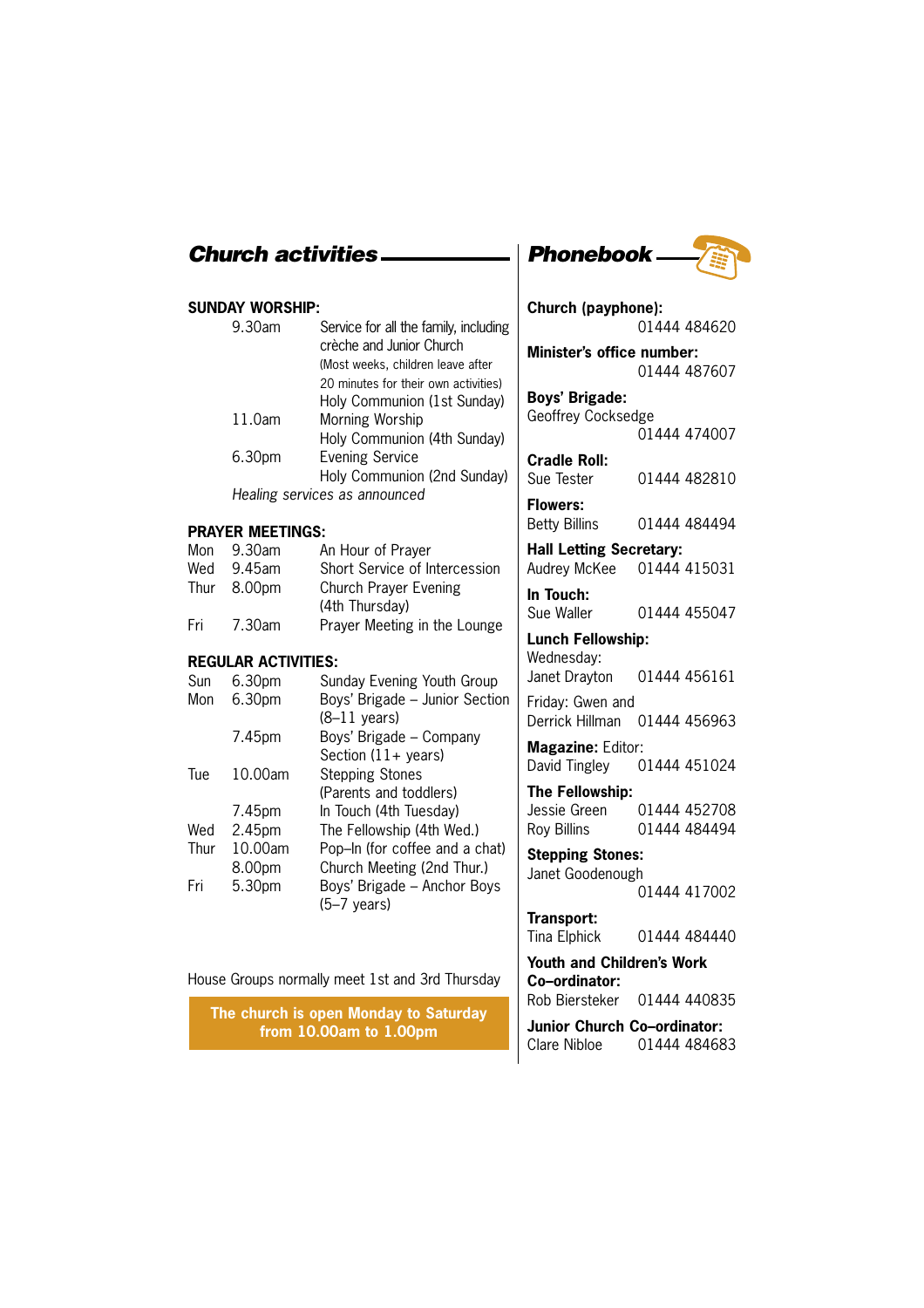## Church activities

**SUNDAY WORSHIP:**

| | |
|---|---|
| 9.30am | Service for all the family, including crèche and Junior Church (Most weeks, children leave after 20 minutes for their own activities) |
| | Holy Communion (1st Sunday) |
| 11.0am | Morning Worship |
| | Holy Communion (4th Sunday) |
| 6.30pm | Evening Service |
| | Holy Communion (2nd Sunday) |

*Healing services as announced*

**PRAYER MEETINGS:**

| | | |
|---|---|---|
| Mon | 9.30am | An Hour of Prayer |
| Wed | 9.45am | Short Service of Intercession |
| Thur | 8.00pm | Church Prayer Evening (4th Thursday) |
| Fri | 7.30am | Prayer Meeting in the Lounge |

**REGULAR ACTIVITIES:**

| | | |
|---|---|---|
| Sun | 6.30pm | Sunday Evening Youth Group |
| Mon | 6.30pm | Boys' Brigade – Junior Section (8–11 years) |
| | 7.45pm | Boys' Brigade – Company Section (11+ years) |
| Tue | 10.00am | Stepping Stones (Parents and toddlers) |
| | 7.45pm | In Touch (4th Tuesday) |
| Wed | 2.45pm | The Fellowship (4th Wed.) |
| Thur | 10.00am | Pop–In (for coffee and a chat) |
| | 8.00pm | Church Meeting (2nd Thur.) |
| Fri | 5.30pm | Boys' Brigade – Anchor Boys (5–7 years) |

House Groups normally meet 1st and 3rd Thursday

**The church is open Monday to Saturday from 10.00am to 1.00pm**

## Phonebook

**Church (payphone):** 01444 484620

**Minister's office number:** 01444 487607

**Boys' Brigade:**
Geoffrey Cocksedge 01444 474007

**Cradle Roll:**
Sue Tester 01444 482810

**Flowers:**
Betty Billins 01444 484494

**Hall Letting Secretary:**
Audrey McKee 01444 415031

**In Touch:**
Sue Waller 01444 455047

**Lunch Fellowship:**
Wednesday:
Janet Drayton 01444 456161
Friday: Gwen and Derrick Hillman 01444 456963

**Magazine:** Editor:
David Tingley 01444 451024

**The Fellowship:**
Jessie Green 01444 452708
Roy Billins 01444 484494

**Stepping Stones:**
Janet Goodenough 01444 417002

**Transport:**
Tina Elphick 01444 484440

**Youth and Children's Work Co–ordinator:**
Rob Biersteker 01444 440835

**Junior Church Co–ordinator:**
Clare Nibloe 01444 484683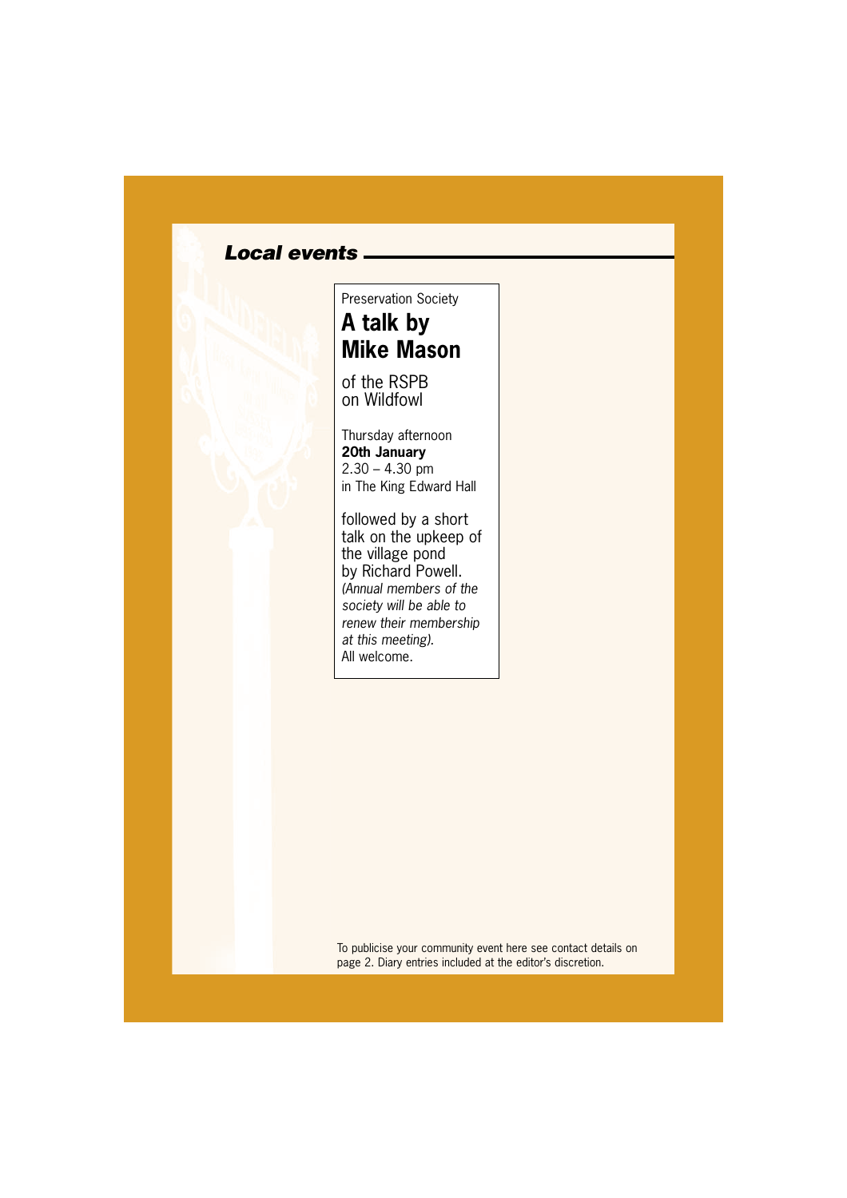## Local events

Preservation Society

### A talk by Mike Mason

of the RSPB
on Wildfowl

Thursday afternoon
**20th January**
2.30 – 4.30 pm
in The King Edward Hall

followed by a short talk on the upkeep of the village pond by Richard Powell.
*(Annual members of the society will be able to renew their membership at this meeting).*
All welcome.

To publicise your community event here see contact details on page 2. Diary entries included at the editor's discretion.